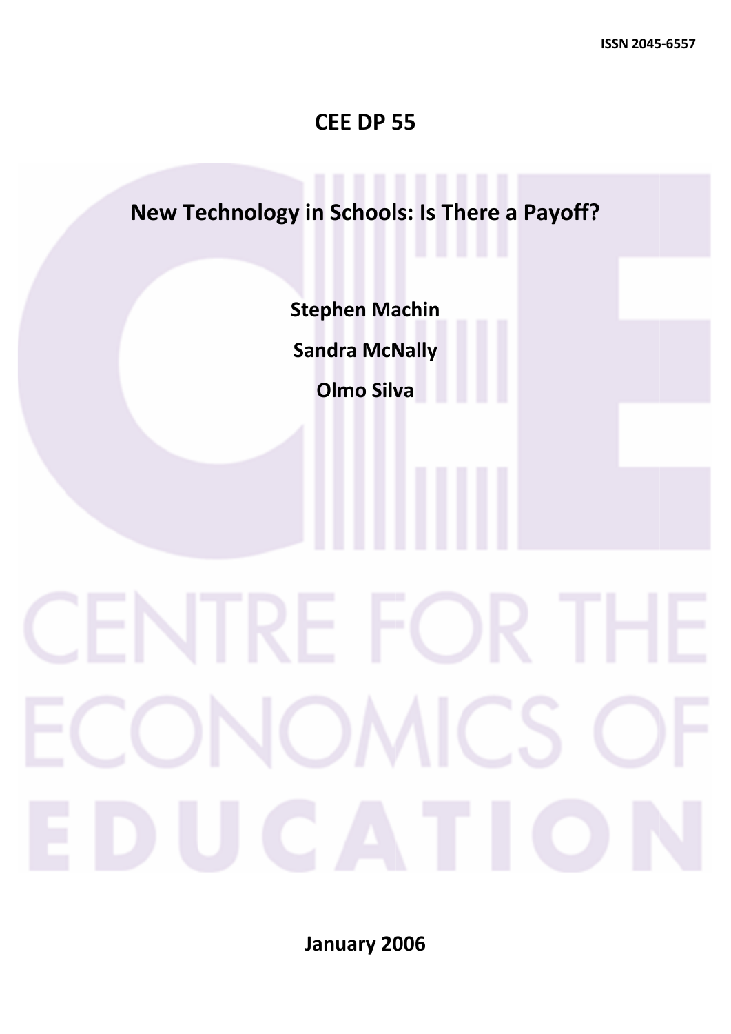ISSN 2045-6557

# CEE DP 55

# New Technology in Schools: Is There a Payoff?

**Stephen Machin**

**Sandra McNally**

**Olmo Silva**

CENTRE FOR THE ECONOMICS OF EDUCATION

**January 2006**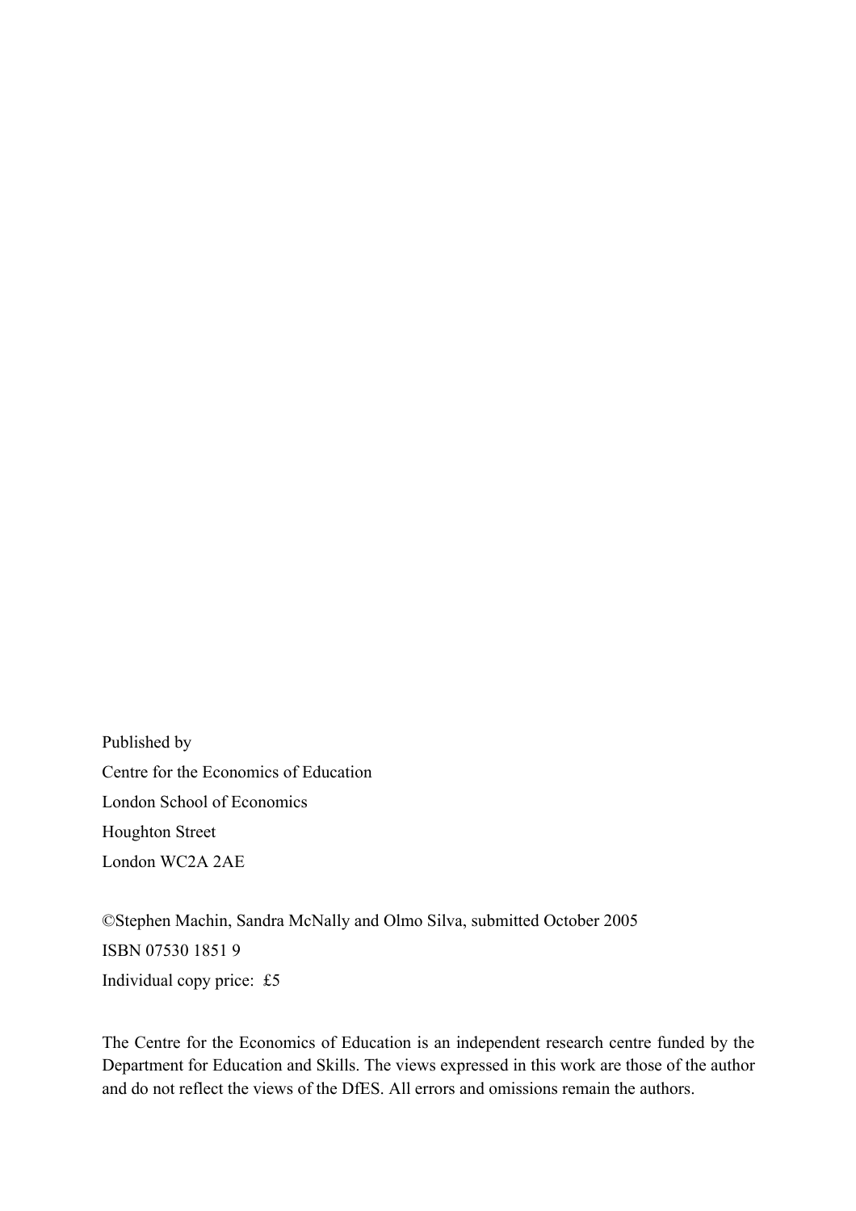Published by

Centre for the Economics of Education

London School of Economics

Houghton Street

London WC2A 2AE

©Stephen Machin, Sandra McNally and Olmo Silva, submitted October 2005

ISBN 07530 1851 9

Individual copy price: £5

The Centre for the Economics of Education is an independent research centre funded by the Department for Education and Skills. The views expressed in this work are those of the author and do not reflect the views of the DfES. All errors and omissions remain the authors.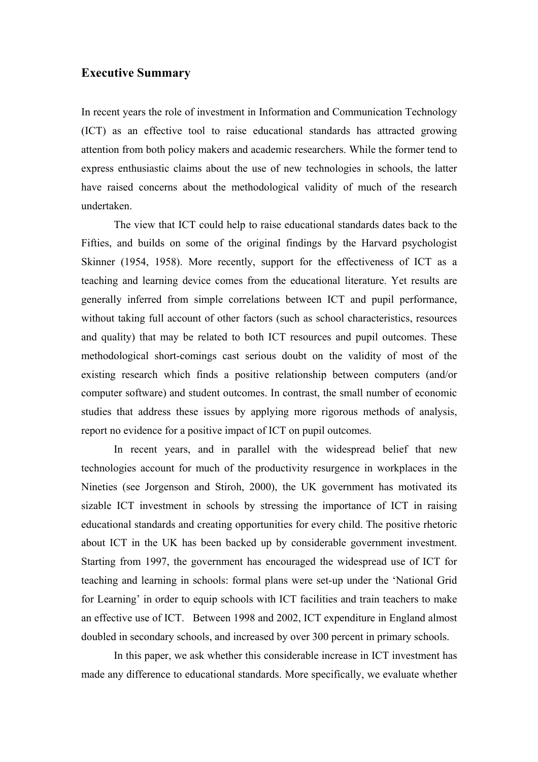## Executive Summary

In recent years the role of investment in Information and Communication Technology (ICT) as an effective tool to raise educational standards has attracted growing attention from both policy makers and academic researchers. While the former tend to express enthusiastic claims about the use of new technologies in schools, the latter have raised concerns about the methodological validity of much of the research undertaken.

The view that ICT could help to raise educational standards dates back to the Fifties, and builds on some of the original findings by the Harvard psychologist Skinner (1954, 1958). More recently, support for the effectiveness of ICT as a teaching and learning device comes from the educational literature. Yet results are generally inferred from simple correlations between ICT and pupil performance, without taking full account of other factors (such as school characteristics, resources and quality) that may be related to both ICT resources and pupil outcomes. These methodological short-comings cast serious doubt on the validity of most of the existing research which finds a positive relationship between computers (and/or computer software) and student outcomes. In contrast, the small number of economic studies that address these issues by applying more rigorous methods of analysis, report no evidence for a positive impact of ICT on pupil outcomes.

In recent years, and in parallel with the widespread belief that new technologies account for much of the productivity resurgence in workplaces in the Nineties (see Jorgenson and Stiroh, 2000), the UK government has motivated its sizable ICT investment in schools by stressing the importance of ICT in raising educational standards and creating opportunities for every child. The positive rhetoric about ICT in the UK has been backed up by considerable government investment. Starting from 1997, the government has encouraged the widespread use of ICT for teaching and learning in schools: formal plans were set-up under the 'National Grid for Learning' in order to equip schools with ICT facilities and train teachers to make an effective use of ICT. Between 1998 and 2002, ICT expenditure in England almost doubled in secondary schools, and increased by over 300 percent in primary schools.

In this paper, we ask whether this considerable increase in ICT investment has made any difference to educational standards. More specifically, we evaluate whether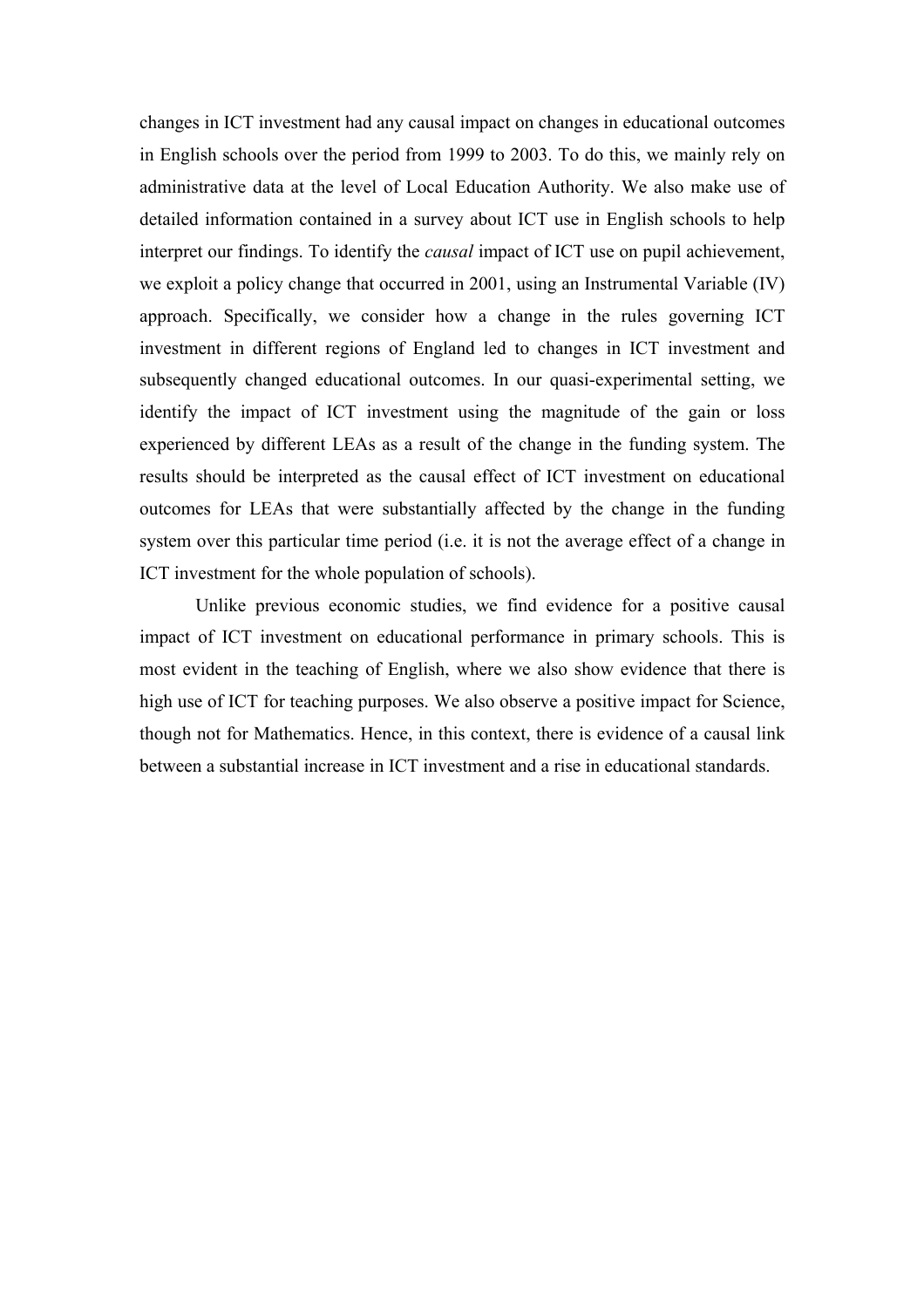changes in ICT investment had any causal impact on changes in educational outcomes in English schools over the period from 1999 to 2003. To do this, we mainly rely on administrative data at the level of Local Education Authority. We also make use of detailed information contained in a survey about ICT use in English schools to help interpret our findings. To identify the *causal* impact of ICT use on pupil achievement, we exploit a policy change that occurred in 2001, using an Instrumental Variable (IV) approach. Specifically, we consider how a change in the rules governing ICT investment in different regions of England led to changes in ICT investment and subsequently changed educational outcomes. In our quasi-experimental setting, we identify the impact of ICT investment using the magnitude of the gain or loss experienced by different LEAs as a result of the change in the funding system. The results should be interpreted as the causal effect of ICT investment on educational outcomes for LEAs that were substantially affected by the change in the funding system over this particular time period (i.e. it is not the average effect of a change in ICT investment for the whole population of schools).

Unlike previous economic studies, we find evidence for a positive causal impact of ICT investment on educational performance in primary schools. This is most evident in the teaching of English, where we also show evidence that there is high use of ICT for teaching purposes. We also observe a positive impact for Science, though not for Mathematics. Hence, in this context, there is evidence of a causal link between a substantial increase in ICT investment and a rise in educational standards.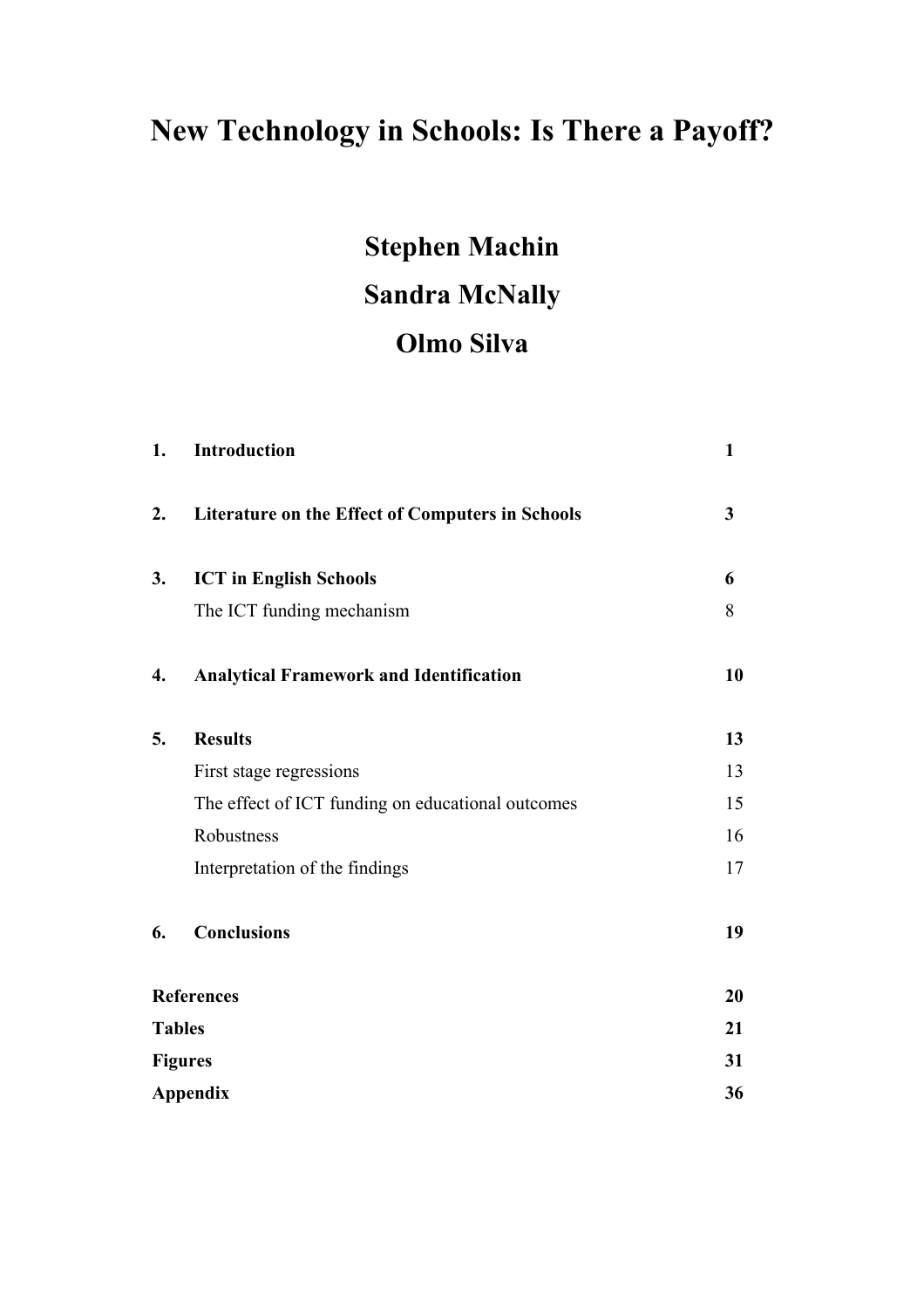# New Technology in Schools: Is There a Payoff?

**Stephen Machin**

**Sandra McNally**

**Olmo Silva**

| | | |
|---|---|---|
| **1.** | **Introduction** | **1** |
| **2.** | **Literature on the Effect of Computers in Schools** | **3** |
| **3.** | **ICT in English Schools** | **6** |
| | The ICT funding mechanism | 8 |
| **4.** | **Analytical Framework and Identification** | **10** |
| **5.** | **Results** | **13** |
| | First stage regressions | 13 |
| | The effect of ICT funding on educational outcomes | 15 |
| | Robustness | 16 |
| | Interpretation of the findings | 17 |
| **6.** | **Conclusions** | **19** |
| **References** | | **20** |
| **Tables** | | **21** |
| **Figures** | | **31** |
| **Appendix** | | **36** |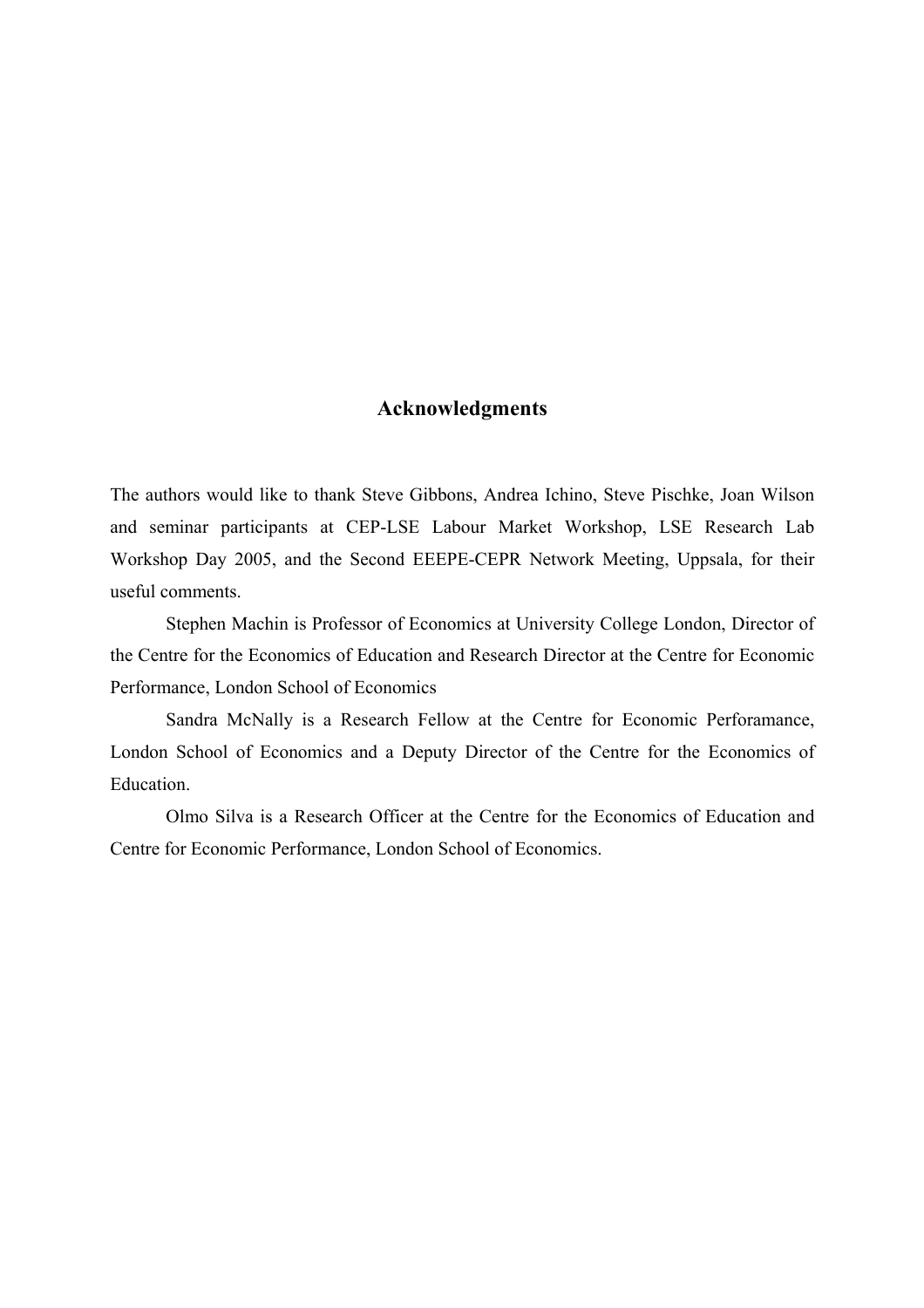## Acknowledgments

The authors would like to thank Steve Gibbons, Andrea Ichino, Steve Pischke, Joan Wilson and seminar participants at CEP-LSE Labour Market Workshop, LSE Research Lab Workshop Day 2005, and the Second EEEPE-CEPR Network Meeting, Uppsala, for their useful comments.

Stephen Machin is Professor of Economics at University College London, Director of the Centre for the Economics of Education and Research Director at the Centre for Economic Performance, London School of Economics

Sandra McNally is a Research Fellow at the Centre for Economic Perforamance, London School of Economics and a Deputy Director of the Centre for the Economics of Education.

Olmo Silva is a Research Officer at the Centre for the Economics of Education and Centre for Economic Performance, London School of Economics.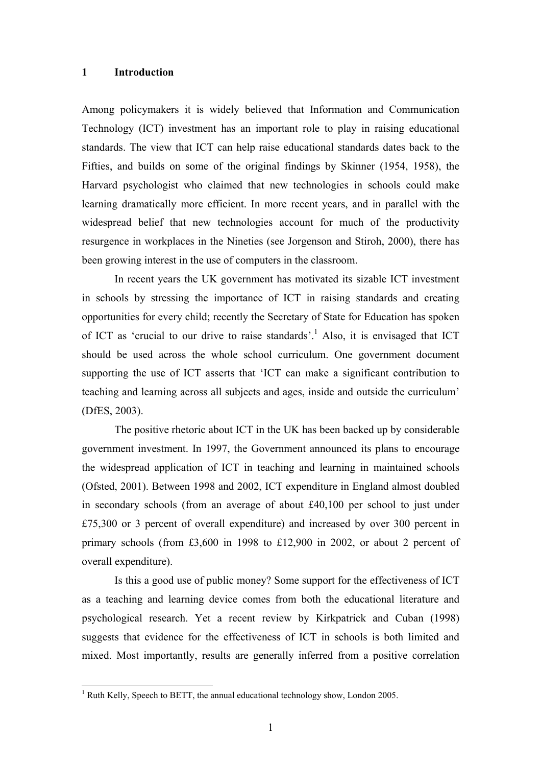# 1 Introduction

Among policymakers it is widely believed that Information and Communication Technology (ICT) investment has an important role to play in raising educational standards. The view that ICT can help raise educational standards dates back to the Fifties, and builds on some of the original findings by Skinner (1954, 1958), the Harvard psychologist who claimed that new technologies in schools could make learning dramatically more efficient. In more recent years, and in parallel with the widespread belief that new technologies account for much of the productivity resurgence in workplaces in the Nineties (see Jorgenson and Stiroh, 2000), there has been growing interest in the use of computers in the classroom.

In recent years the UK government has motivated its sizable ICT investment in schools by stressing the importance of ICT in raising standards and creating opportunities for every child; recently the Secretary of State for Education has spoken of ICT as 'crucial to our drive to raise standards'.[1] Also, it is envisaged that ICT should be used across the whole school curriculum. One government document supporting the use of ICT asserts that 'ICT can make a significant contribution to teaching and learning across all subjects and ages, inside and outside the curriculum' (DfES, 2003).

The positive rhetoric about ICT in the UK has been backed up by considerable government investment. In 1997, the Government announced its plans to encourage the widespread application of ICT in teaching and learning in maintained schools (Ofsted, 2001). Between 1998 and 2002, ICT expenditure in England almost doubled in secondary schools (from an average of about £40,100 per school to just under £75,300 or 3 percent of overall expenditure) and increased by over 300 percent in primary schools (from £3,600 in 1998 to £12,900 in 2002, or about 2 percent of overall expenditure).

Is this a good use of public money? Some support for the effectiveness of ICT as a teaching and learning device comes from both the educational literature and psychological research. Yet a recent review by Kirkpatrick and Cuban (1998) suggests that evidence for the effectiveness of ICT in schools is both limited and mixed. Most importantly, results are generally inferred from a positive correlation

[1] Ruth Kelly, Speech to BETT, the annual educational technology show, London 2005.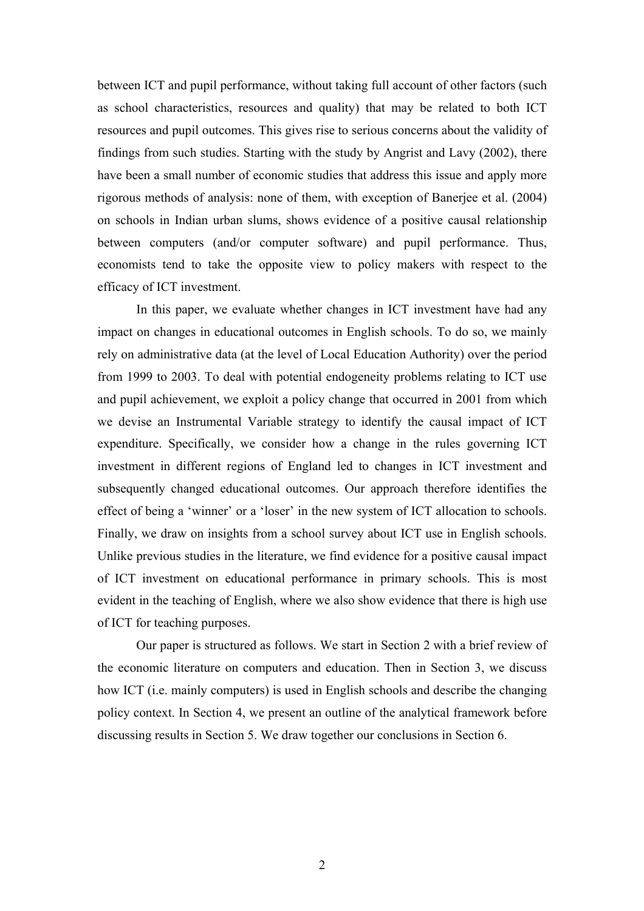between ICT and pupil performance, without taking full account of other factors (such as school characteristics, resources and quality) that may be related to both ICT resources and pupil outcomes. This gives rise to serious concerns about the validity of findings from such studies. Starting with the study by Angrist and Lavy (2002), there have been a small number of economic studies that address this issue and apply more rigorous methods of analysis: none of them, with exception of Banerjee et al. (2004) on schools in Indian urban slums, shows evidence of a positive causal relationship between computers (and/or computer software) and pupil performance. Thus, economists tend to take the opposite view to policy makers with respect to the efficacy of ICT investment.

In this paper, we evaluate whether changes in ICT investment have had any impact on changes in educational outcomes in English schools. To do so, we mainly rely on administrative data (at the level of Local Education Authority) over the period from 1999 to 2003. To deal with potential endogeneity problems relating to ICT use and pupil achievement, we exploit a policy change that occurred in 2001 from which we devise an Instrumental Variable strategy to identify the causal impact of ICT expenditure. Specifically, we consider how a change in the rules governing ICT investment in different regions of England led to changes in ICT investment and subsequently changed educational outcomes. Our approach therefore identifies the effect of being a 'winner' or a 'loser' in the new system of ICT allocation to schools. Finally, we draw on insights from a school survey about ICT use in English schools. Unlike previous studies in the literature, we find evidence for a positive causal impact of ICT investment on educational performance in primary schools. This is most evident in the teaching of English, where we also show evidence that there is high use of ICT for teaching purposes.

Our paper is structured as follows. We start in Section 2 with a brief review of the economic literature on computers and education. Then in Section 3, we discuss how ICT (i.e. mainly computers) is used in English schools and describe the changing policy context. In Section 4, we present an outline of the analytical framework before discussing results in Section 5. We draw together our conclusions in Section 6.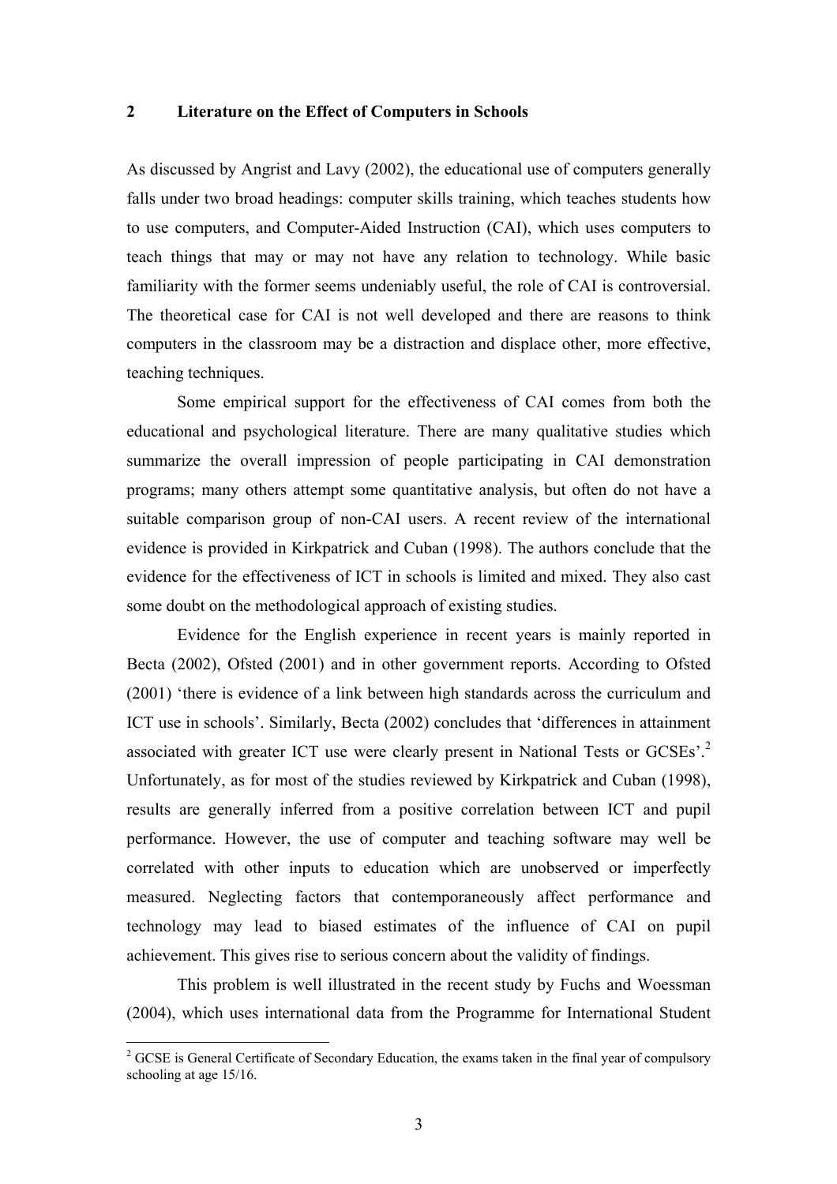## 2 Literature on the Effect of Computers in Schools

As discussed by Angrist and Lavy (2002), the educational use of computers generally falls under two broad headings: computer skills training, which teaches students how to use computers, and Computer-Aided Instruction (CAI), which uses computers to teach things that may or may not have any relation to technology. While basic familiarity with the former seems undeniably useful, the role of CAI is controversial. The theoretical case for CAI is not well developed and there are reasons to think computers in the classroom may be a distraction and displace other, more effective, teaching techniques.

Some empirical support for the effectiveness of CAI comes from both the educational and psychological literature. There are many qualitative studies which summarize the overall impression of people participating in CAI demonstration programs; many others attempt some quantitative analysis, but often do not have a suitable comparison group of non-CAI users. A recent review of the international evidence is provided in Kirkpatrick and Cuban (1998). The authors conclude that the evidence for the effectiveness of ICT in schools is limited and mixed. They also cast some doubt on the methodological approach of existing studies.

Evidence for the English experience in recent years is mainly reported in Becta (2002), Ofsted (2001) and in other government reports. According to Ofsted (2001) 'there is evidence of a link between high standards across the curriculum and ICT use in schools'. Similarly, Becta (2002) concludes that 'differences in attainment associated with greater ICT use were clearly present in National Tests or GCSEs'.[2] Unfortunately, as for most of the studies reviewed by Kirkpatrick and Cuban (1998), results are generally inferred from a positive correlation between ICT and pupil performance. However, the use of computer and teaching software may well be correlated with other inputs to education which are unobserved or imperfectly measured. Neglecting factors that contemporaneously affect performance and technology may lead to biased estimates of the influence of CAI on pupil achievement. This gives rise to serious concern about the validity of findings.

This problem is well illustrated in the recent study by Fuchs and Woessman (2004), which uses international data from the Programme for International Student

[2] GCSE is General Certificate of Secondary Education, the exams taken in the final year of compulsory schooling at age 15/16.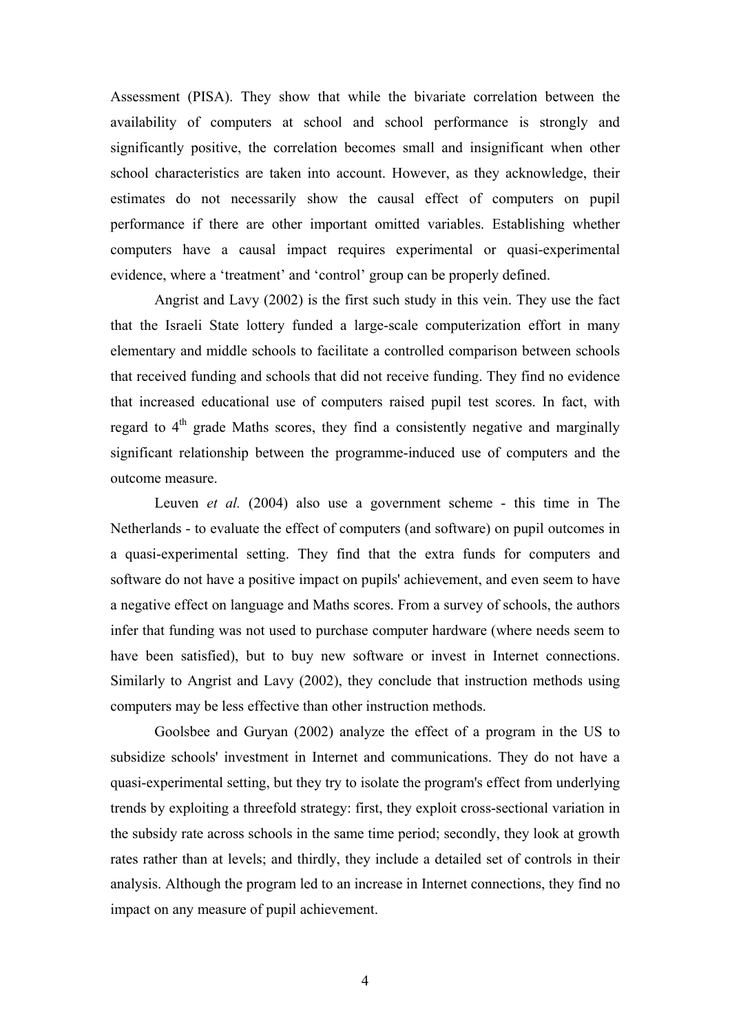Assessment (PISA). They show that while the bivariate correlation between the availability of computers at school and school performance is strongly and significantly positive, the correlation becomes small and insignificant when other school characteristics are taken into account. However, as they acknowledge, their estimates do not necessarily show the causal effect of computers on pupil performance if there are other important omitted variables. Establishing whether computers have a causal impact requires experimental or quasi-experimental evidence, where a 'treatment' and 'control' group can be properly defined.

Angrist and Lavy (2002) is the first such study in this vein. They use the fact that the Israeli State lottery funded a large-scale computerization effort in many elementary and middle schools to facilitate a controlled comparison between schools that received funding and schools that did not receive funding. They find no evidence that increased educational use of computers raised pupil test scores. In fact, with regard to 4th grade Maths scores, they find a consistently negative and marginally significant relationship between the programme-induced use of computers and the outcome measure.

Leuven *et al.* (2004) also use a government scheme - this time in The Netherlands - to evaluate the effect of computers (and software) on pupil outcomes in a quasi-experimental setting. They find that the extra funds for computers and software do not have a positive impact on pupils' achievement, and even seem to have a negative effect on language and Maths scores. From a survey of schools, the authors infer that funding was not used to purchase computer hardware (where needs seem to have been satisfied), but to buy new software or invest in Internet connections. Similarly to Angrist and Lavy (2002), they conclude that instruction methods using computers may be less effective than other instruction methods.

Goolsbee and Guryan (2002) analyze the effect of a program in the US to subsidize schools' investment in Internet and communications. They do not have a quasi-experimental setting, but they try to isolate the program's effect from underlying trends by exploiting a threefold strategy: first, they exploit cross-sectional variation in the subsidy rate across schools in the same time period; secondly, they look at growth rates rather than at levels; and thirdly, they include a detailed set of controls in their analysis. Although the program led to an increase in Internet connections, they find no impact on any measure of pupil achievement.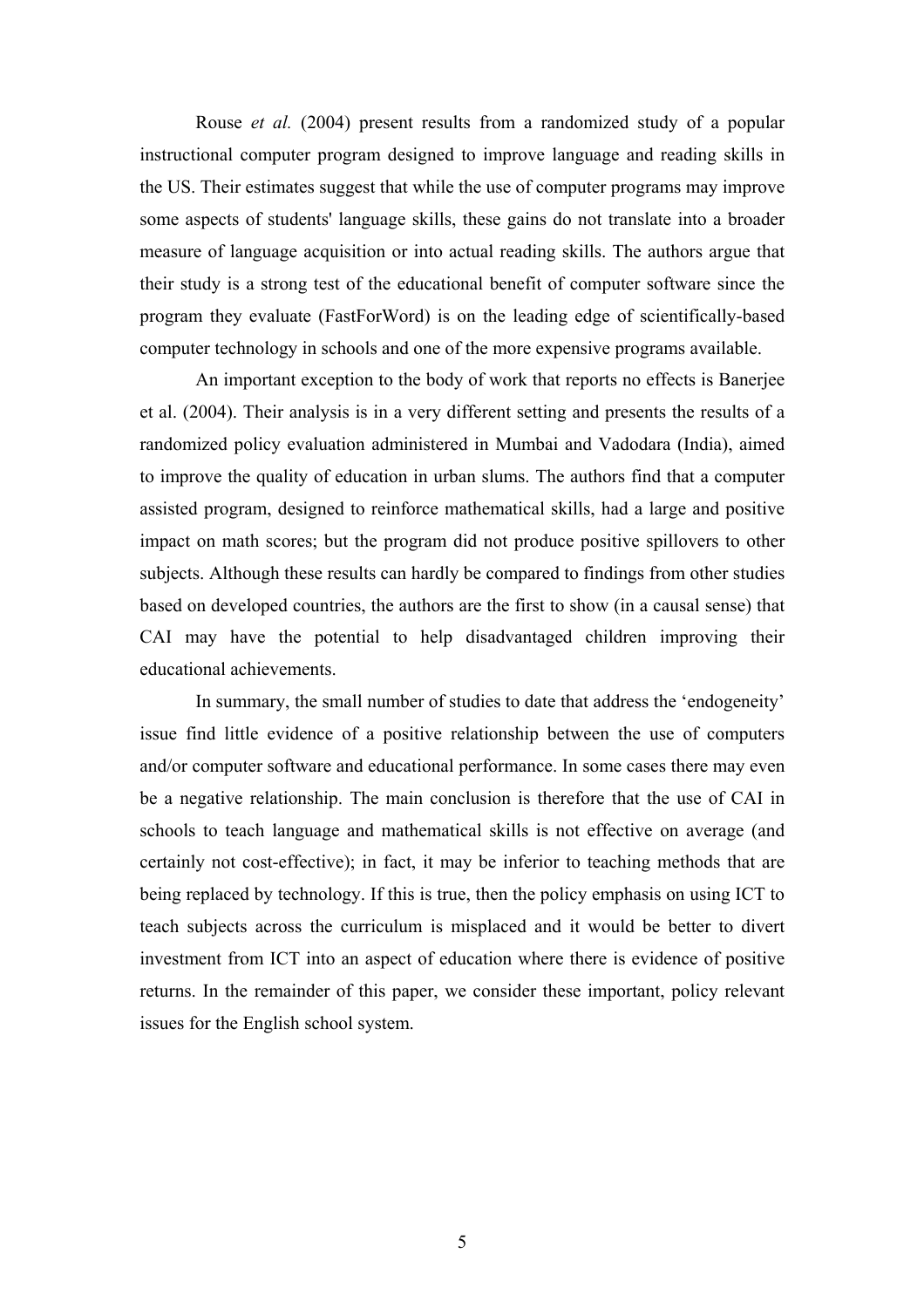Rouse *et al.* (2004) present results from a randomized study of a popular instructional computer program designed to improve language and reading skills in the US. Their estimates suggest that while the use of computer programs may improve some aspects of students' language skills, these gains do not translate into a broader measure of language acquisition or into actual reading skills. The authors argue that their study is a strong test of the educational benefit of computer software since the program they evaluate (FastForWord) is on the leading edge of scientifically-based computer technology in schools and one of the more expensive programs available.

An important exception to the body of work that reports no effects is Banerjee et al. (2004). Their analysis is in a very different setting and presents the results of a randomized policy evaluation administered in Mumbai and Vadodara (India), aimed to improve the quality of education in urban slums. The authors find that a computer assisted program, designed to reinforce mathematical skills, had a large and positive impact on math scores; but the program did not produce positive spillovers to other subjects. Although these results can hardly be compared to findings from other studies based on developed countries, the authors are the first to show (in a causal sense) that CAI may have the potential to help disadvantaged children improving their educational achievements.

In summary, the small number of studies to date that address the 'endogeneity' issue find little evidence of a positive relationship between the use of computers and/or computer software and educational performance. In some cases there may even be a negative relationship. The main conclusion is therefore that the use of CAI in schools to teach language and mathematical skills is not effective on average (and certainly not cost-effective); in fact, it may be inferior to teaching methods that are being replaced by technology. If this is true, then the policy emphasis on using ICT to teach subjects across the curriculum is misplaced and it would be better to divert investment from ICT into an aspect of education where there is evidence of positive returns. In the remainder of this paper, we consider these important, policy relevant issues for the English school system.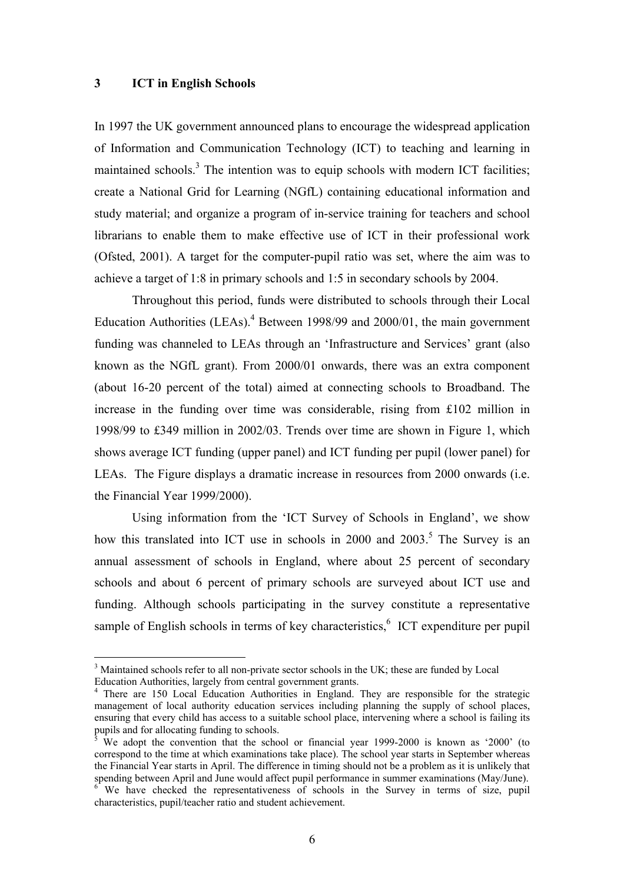## 3 ICT in English Schools

In 1997 the UK government announced plans to encourage the widespread application of Information and Communication Technology (ICT) to teaching and learning in maintained schools.[3] The intention was to equip schools with modern ICT facilities; create a National Grid for Learning (NGfL) containing educational information and study material; and organize a program of in-service training for teachers and school librarians to enable them to make effective use of ICT in their professional work (Ofsted, 2001). A target for the computer-pupil ratio was set, where the aim was to achieve a target of 1:8 in primary schools and 1:5 in secondary schools by 2004.

Throughout this period, funds were distributed to schools through their Local Education Authorities (LEAs).[4] Between 1998/99 and 2000/01, the main government funding was channeled to LEAs through an 'Infrastructure and Services' grant (also known as the NGfL grant). From 2000/01 onwards, there was an extra component (about 16-20 percent of the total) aimed at connecting schools to Broadband. The increase in the funding over time was considerable, rising from £102 million in 1998/99 to £349 million in 2002/03. Trends over time are shown in Figure 1, which shows average ICT funding (upper panel) and ICT funding per pupil (lower panel) for LEAs. The Figure displays a dramatic increase in resources from 2000 onwards (i.e. the Financial Year 1999/2000).

Using information from the 'ICT Survey of Schools in England', we show how this translated into ICT use in schools in 2000 and 2003.[5] The Survey is an annual assessment of schools in England, where about 25 percent of secondary schools and about 6 percent of primary schools are surveyed about ICT use and funding. Although schools participating in the survey constitute a representative sample of English schools in terms of key characteristics,[6] ICT expenditure per pupil

---

[3] Maintained schools refer to all non-private sector schools in the UK; these are funded by Local Education Authorities, largely from central government grants.

[4] There are 150 Local Education Authorities in England. They are responsible for the strategic management of local authority education services including planning the supply of school places, ensuring that every child has access to a suitable school place, intervening where a school is failing its pupils and for allocating funding to schools.

[5] We adopt the convention that the school or financial year 1999-2000 is known as '2000' (to correspond to the time at which examinations take place). The school year starts in September whereas the Financial Year starts in April. The difference in timing should not be a problem as it is unlikely that spending between April and June would affect pupil performance in summer examinations (May/June).

[6] We have checked the representativeness of schools in the Survey in terms of size, pupil characteristics, pupil/teacher ratio and student achievement.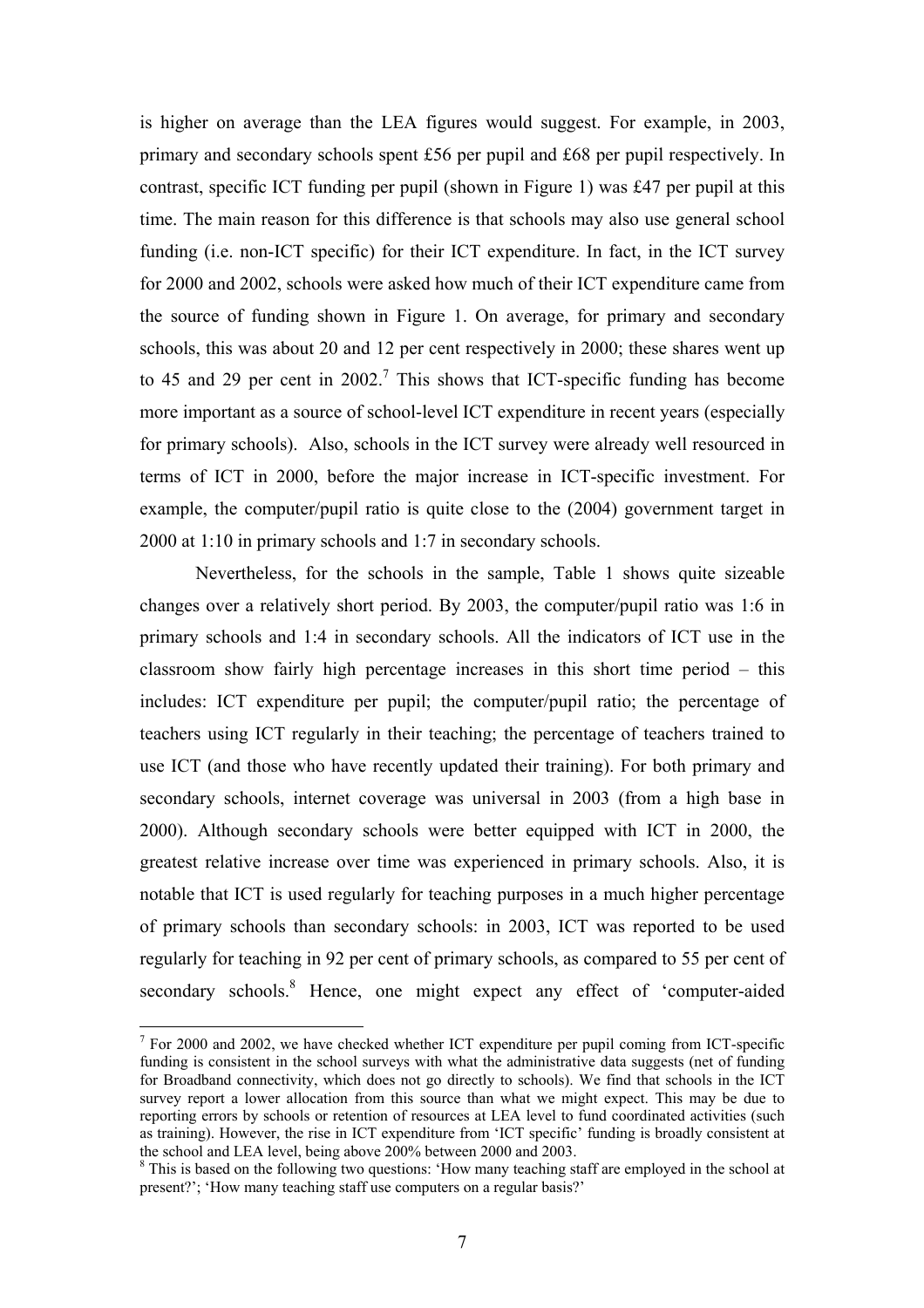is higher on average than the LEA figures would suggest. For example, in 2003, primary and secondary schools spent £56 per pupil and £68 per pupil respectively. In contrast, specific ICT funding per pupil (shown in Figure 1) was £47 per pupil at this time. The main reason for this difference is that schools may also use general school funding (i.e. non-ICT specific) for their ICT expenditure. In fact, in the ICT survey for 2000 and 2002, schools were asked how much of their ICT expenditure came from the source of funding shown in Figure 1. On average, for primary and secondary schools, this was about 20 and 12 per cent respectively in 2000; these shares went up to 45 and 29 per cent in 2002.[7] This shows that ICT-specific funding has become more important as a source of school-level ICT expenditure in recent years (especially for primary schools). Also, schools in the ICT survey were already well resourced in terms of ICT in 2000, before the major increase in ICT-specific investment. For example, the computer/pupil ratio is quite close to the (2004) government target in 2000 at 1:10 in primary schools and 1:7 in secondary schools.

Nevertheless, for the schools in the sample, Table 1 shows quite sizeable changes over a relatively short period. By 2003, the computer/pupil ratio was 1:6 in primary schools and 1:4 in secondary schools. All the indicators of ICT use in the classroom show fairly high percentage increases in this short time period – this includes: ICT expenditure per pupil; the computer/pupil ratio; the percentage of teachers using ICT regularly in their teaching; the percentage of teachers trained to use ICT (and those who have recently updated their training). For both primary and secondary schools, internet coverage was universal in 2003 (from a high base in 2000). Although secondary schools were better equipped with ICT in 2000, the greatest relative increase over time was experienced in primary schools. Also, it is notable that ICT is used regularly for teaching purposes in a much higher percentage of primary schools than secondary schools: in 2003, ICT was reported to be used regularly for teaching in 92 per cent of primary schools, as compared to 55 per cent of secondary schools.[8] Hence, one might expect any effect of 'computer-aided

[7] For 2000 and 2002, we have checked whether ICT expenditure per pupil coming from ICT-specific funding is consistent in the school surveys with what the administrative data suggests (net of funding for Broadband connectivity, which does not go directly to schools). We find that schools in the ICT survey report a lower allocation from this source than what we might expect. This may be due to reporting errors by schools or retention of resources at LEA level to fund coordinated activities (such as training). However, the rise in ICT expenditure from 'ICT specific' funding is broadly consistent at the school and LEA level, being above 200% between 2000 and 2003.

[8] This is based on the following two questions: 'How many teaching staff are employed in the school at present?'; 'How many teaching staff use computers on a regular basis?'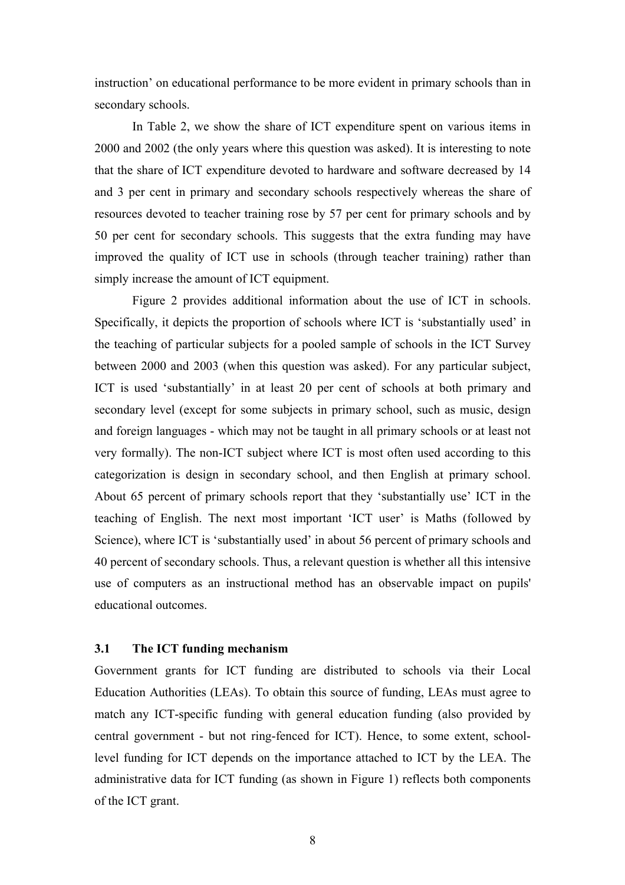instruction' on educational performance to be more evident in primary schools than in secondary schools.

In Table 2, we show the share of ICT expenditure spent on various items in 2000 and 2002 (the only years where this question was asked). It is interesting to note that the share of ICT expenditure devoted to hardware and software decreased by 14 and 3 per cent in primary and secondary schools respectively whereas the share of resources devoted to teacher training rose by 57 per cent for primary schools and by 50 per cent for secondary schools. This suggests that the extra funding may have improved the quality of ICT use in schools (through teacher training) rather than simply increase the amount of ICT equipment.

Figure 2 provides additional information about the use of ICT in schools. Specifically, it depicts the proportion of schools where ICT is 'substantially used' in the teaching of particular subjects for a pooled sample of schools in the ICT Survey between 2000 and 2003 (when this question was asked). For any particular subject, ICT is used 'substantially' in at least 20 per cent of schools at both primary and secondary level (except for some subjects in primary school, such as music, design and foreign languages - which may not be taught in all primary schools or at least not very formally). The non-ICT subject where ICT is most often used according to this categorization is design in secondary school, and then English at primary school. About 65 percent of primary schools report that they 'substantially use' ICT in the teaching of English. The next most important 'ICT user' is Maths (followed by Science), where ICT is 'substantially used' in about 56 percent of primary schools and 40 percent of secondary schools. Thus, a relevant question is whether all this intensive use of computers as an instructional method has an observable impact on pupils' educational outcomes.

### 3.1 The ICT funding mechanism

Government grants for ICT funding are distributed to schools via their Local Education Authorities (LEAs). To obtain this source of funding, LEAs must agree to match any ICT-specific funding with general education funding (also provided by central government - but not ring-fenced for ICT). Hence, to some extent, school-level funding for ICT depends on the importance attached to ICT by the LEA. The administrative data for ICT funding (as shown in Figure 1) reflects both components of the ICT grant.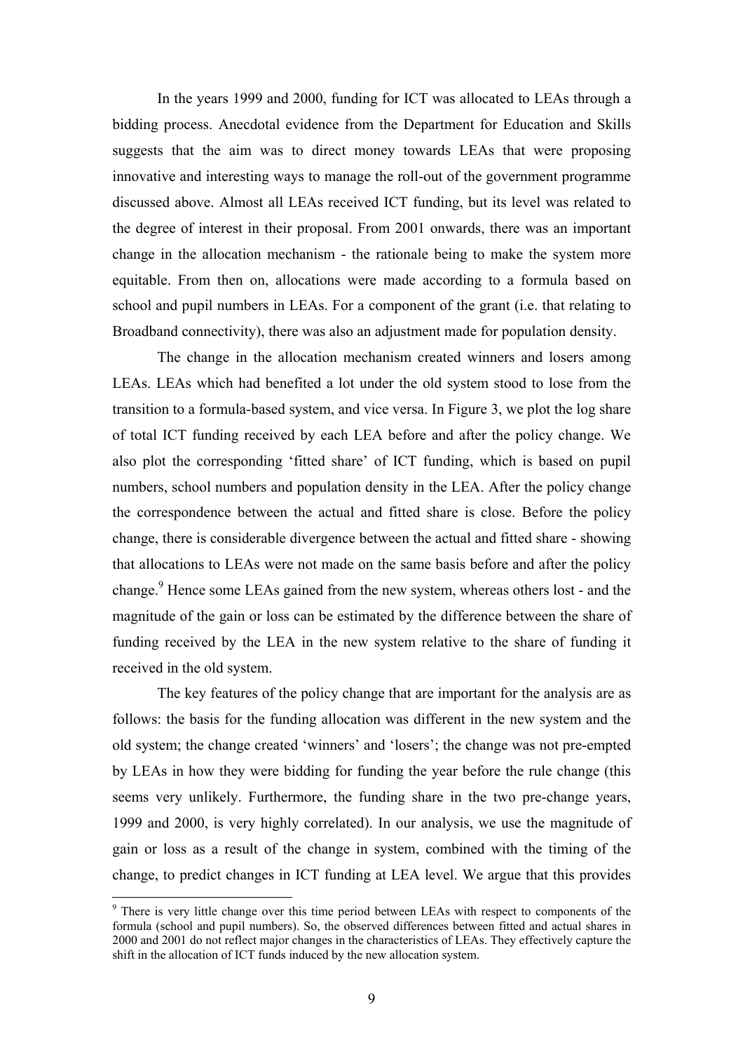In the years 1999 and 2000, funding for ICT was allocated to LEAs through a bidding process. Anecdotal evidence from the Department for Education and Skills suggests that the aim was to direct money towards LEAs that were proposing innovative and interesting ways to manage the roll-out of the government programme discussed above. Almost all LEAs received ICT funding, but its level was related to the degree of interest in their proposal. From 2001 onwards, there was an important change in the allocation mechanism - the rationale being to make the system more equitable. From then on, allocations were made according to a formula based on school and pupil numbers in LEAs. For a component of the grant (i.e. that relating to Broadband connectivity), there was also an adjustment made for population density.

The change in the allocation mechanism created winners and losers among LEAs. LEAs which had benefited a lot under the old system stood to lose from the transition to a formula-based system, and vice versa. In Figure 3, we plot the log share of total ICT funding received by each LEA before and after the policy change. We also plot the corresponding 'fitted share' of ICT funding, which is based on pupil numbers, school numbers and population density in the LEA. After the policy change the correspondence between the actual and fitted share is close. Before the policy change, there is considerable divergence between the actual and fitted share - showing that allocations to LEAs were not made on the same basis before and after the policy change.[9] Hence some LEAs gained from the new system, whereas others lost - and the magnitude of the gain or loss can be estimated by the difference between the share of funding received by the LEA in the new system relative to the share of funding it received in the old system.

The key features of the policy change that are important for the analysis are as follows: the basis for the funding allocation was different in the new system and the old system; the change created 'winners' and 'losers'; the change was not pre-empted by LEAs in how they were bidding for funding the year before the rule change (this seems very unlikely. Furthermore, the funding share in the two pre-change years, 1999 and 2000, is very highly correlated). In our analysis, we use the magnitude of gain or loss as a result of the change in system, combined with the timing of the change, to predict changes in ICT funding at LEA level. We argue that this provides

[9] There is very little change over this time period between LEAs with respect to components of the formula (school and pupil numbers). So, the observed differences between fitted and actual shares in 2000 and 2001 do not reflect major changes in the characteristics of LEAs. They effectively capture the shift in the allocation of ICT funds induced by the new allocation system.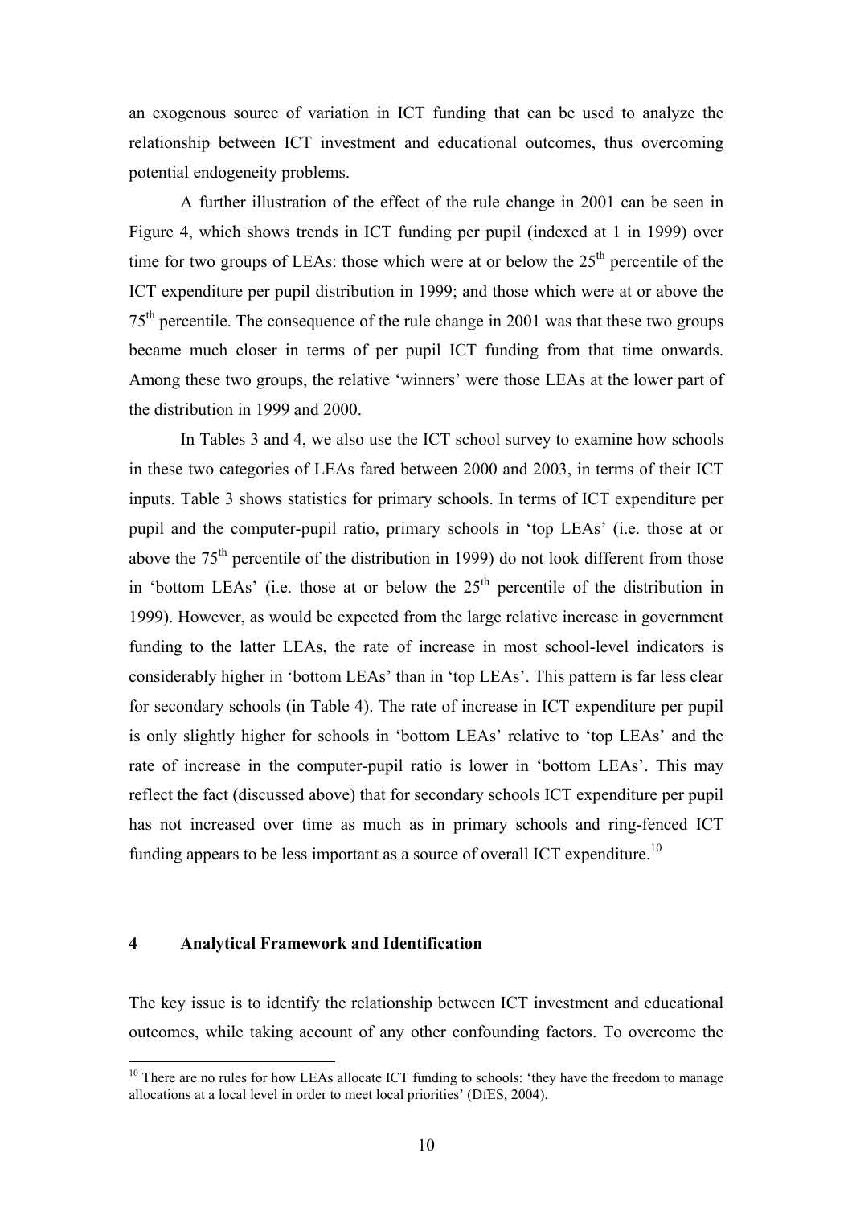an exogenous source of variation in ICT funding that can be used to analyze the relationship between ICT investment and educational outcomes, thus overcoming potential endogeneity problems.

A further illustration of the effect of the rule change in 2001 can be seen in Figure 4, which shows trends in ICT funding per pupil (indexed at 1 in 1999) over time for two groups of LEAs: those which were at or below the 25th percentile of the ICT expenditure per pupil distribution in 1999; and those which were at or above the 75th percentile. The consequence of the rule change in 2001 was that these two groups became much closer in terms of per pupil ICT funding from that time onwards. Among these two groups, the relative 'winners' were those LEAs at the lower part of the distribution in 1999 and 2000.

In Tables 3 and 4, we also use the ICT school survey to examine how schools in these two categories of LEAs fared between 2000 and 2003, in terms of their ICT inputs. Table 3 shows statistics for primary schools. In terms of ICT expenditure per pupil and the computer-pupil ratio, primary schools in 'top LEAs' (i.e. those at or above the 75th percentile of the distribution in 1999) do not look different from those in 'bottom LEAs' (i.e. those at or below the 25th percentile of the distribution in 1999). However, as would be expected from the large relative increase in government funding to the latter LEAs, the rate of increase in most school-level indicators is considerably higher in 'bottom LEAs' than in 'top LEAs'. This pattern is far less clear for secondary schools (in Table 4). The rate of increase in ICT expenditure per pupil is only slightly higher for schools in 'bottom LEAs' relative to 'top LEAs' and the rate of increase in the computer-pupil ratio is lower in 'bottom LEAs'. This may reflect the fact (discussed above) that for secondary schools ICT expenditure per pupil has not increased over time as much as in primary schools and ring-fenced ICT funding appears to be less important as a source of overall ICT expenditure.[10]

## 4 Analytical Framework and Identification

The key issue is to identify the relationship between ICT investment and educational outcomes, while taking account of any other confounding factors. To overcome the

[10] There are no rules for how LEAs allocate ICT funding to schools: 'they have the freedom to manage allocations at a local level in order to meet local priorities' (DfES, 2004).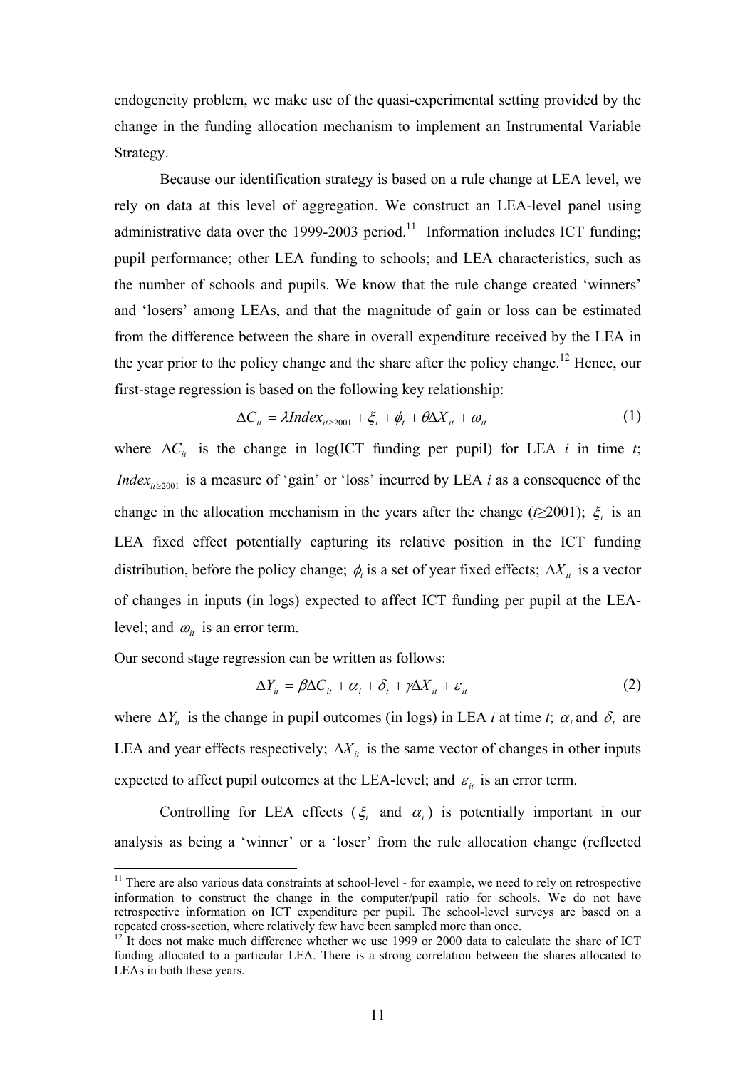endogeneity problem, we make use of the quasi-experimental setting provided by the change in the funding allocation mechanism to implement an Instrumental Variable Strategy.

Because our identification strategy is based on a rule change at LEA level, we rely on data at this level of aggregation. We construct an LEA-level panel using administrative data over the 1999-2003 period.[11] Information includes ICT funding; pupil performance; other LEA funding to schools; and LEA characteristics, such as the number of schools and pupils. We know that the rule change created 'winners' and 'losers' among LEAs, and that the magnitude of gain or loss can be estimated from the difference between the share in overall expenditure received by the LEA in the year prior to the policy change and the share after the policy change.[12] Hence, our first-stage regression is based on the following key relationship:

$$\Delta C_{it} = \lambda Index_{it \geq 2001} + \xi_i + \phi_t + \theta \Delta X_{it} + \omega_{it} \tag{1}$$

where $\Delta C_{it}$ is the change in log(ICT funding per pupil) for LEA *i* in time *t*; $Index_{it \geq 2001}$ is a measure of 'gain' or 'loss' incurred by LEA *i* as a consequence of the change in the allocation mechanism in the years after the change ($t \geq 2001$); $\xi_i$ is an LEA fixed effect potentially capturing its relative position in the ICT funding distribution, before the policy change; $\phi_t$ is a set of year fixed effects; $\Delta X_{it}$ is a vector of changes in inputs (in logs) expected to affect ICT funding per pupil at the LEA-level; and $\omega_{it}$ is an error term.

Our second stage regression can be written as follows:

$$\Delta Y_{it} = \beta \Delta C_{it} + \alpha_i + \delta_t + \gamma \Delta X_{it} + \varepsilon_{it} \tag{2}$$

where $\Delta Y_{it}$ is the change in pupil outcomes (in logs) in LEA *i* at time *t*; $\alpha_i$ and $\delta_t$ are LEA and year effects respectively; $\Delta X_{it}$ is the same vector of changes in other inputs expected to affect pupil outcomes at the LEA-level; and $\varepsilon_{it}$ is an error term.

Controlling for LEA effects ($\xi_i$ and $\alpha_i$) is potentially important in our analysis as being a 'winner' or a 'loser' from the rule allocation change (reflected

[11] There are also various data constraints at school-level - for example, we need to rely on retrospective information to construct the change in the computer/pupil ratio for schools. We do not have retrospective information on ICT expenditure per pupil. The school-level surveys are based on a repeated cross-section, where relatively few have been sampled more than once.

[12] It does not make much difference whether we use 1999 or 2000 data to calculate the share of ICT funding allocated to a particular LEA. There is a strong correlation between the shares allocated to LEAs in both these years.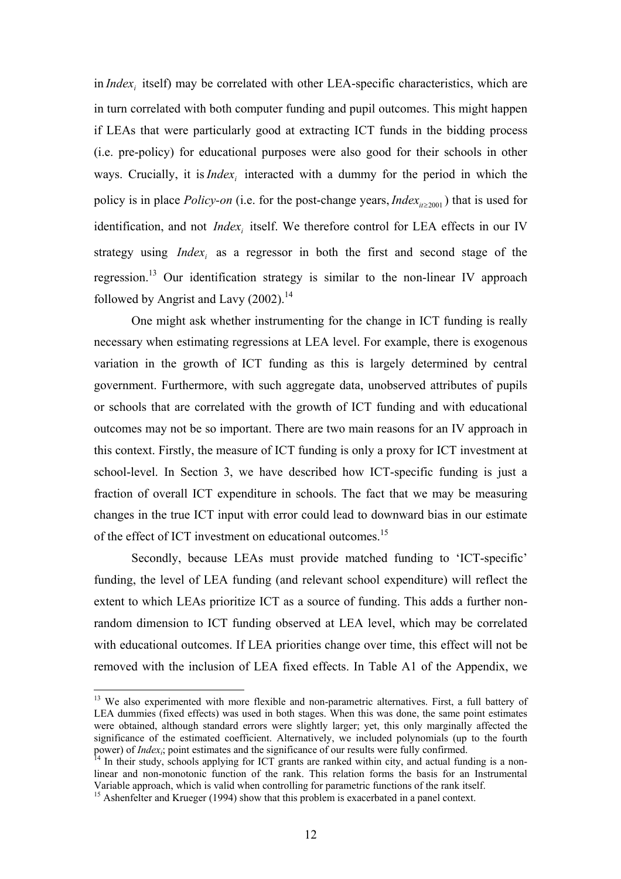in $Index_i$ itself) may be correlated with other LEA-specific characteristics, which are in turn correlated with both computer funding and pupil outcomes. This might happen if LEAs that were particularly good at extracting ICT funds in the bidding process (i.e. pre-policy) for educational purposes were also good for their schools in other ways. Crucially, it is $Index_i$ interacted with a dummy for the period in which the policy is in place *Policy-on* (i.e. for the post-change years, $Index_{it \geq 2001}$) that is used for identification, and not $Index_i$ itself. We therefore control for LEA effects in our IV strategy using $Index_i$ as a regressor in both the first and second stage of the regression.[13] Our identification strategy is similar to the non-linear IV approach followed by Angrist and Lavy (2002).[14]

One might ask whether instrumenting for the change in ICT funding is really necessary when estimating regressions at LEA level. For example, there is exogenous variation in the growth of ICT funding as this is largely determined by central government. Furthermore, with such aggregate data, unobserved attributes of pupils or schools that are correlated with the growth of ICT funding and with educational outcomes may not be so important. There are two main reasons for an IV approach in this context. Firstly, the measure of ICT funding is only a proxy for ICT investment at school-level. In Section 3, we have described how ICT-specific funding is just a fraction of overall ICT expenditure in schools. The fact that we may be measuring changes in the true ICT input with error could lead to downward bias in our estimate of the effect of ICT investment on educational outcomes.[15]

Secondly, because LEAs must provide matched funding to 'ICT-specific' funding, the level of LEA funding (and relevant school expenditure) will reflect the extent to which LEAs prioritize ICT as a source of funding. This adds a further non-random dimension to ICT funding observed at LEA level, which may be correlated with educational outcomes. If LEA priorities change over time, this effect will not be removed with the inclusion of LEA fixed effects. In Table A1 of the Appendix, we

---

[13] We also experimented with more flexible and non-parametric alternatives. First, a full battery of LEA dummies (fixed effects) was used in both stages. When this was done, the same point estimates were obtained, although standard errors were slightly larger; yet, this only marginally affected the significance of the estimated coefficient. Alternatively, we included polynomials (up to the fourth power) of $Index_i$; point estimates and the significance of our results were fully confirmed.

[14] In their study, schools applying for ICT grants are ranked within city, and actual funding is a non-linear and non-monotonic function of the rank. This relation forms the basis for an Instrumental Variable approach, which is valid when controlling for parametric functions of the rank itself.

[15] Ashenfelter and Krueger (1994) show that this problem is exacerbated in a panel context.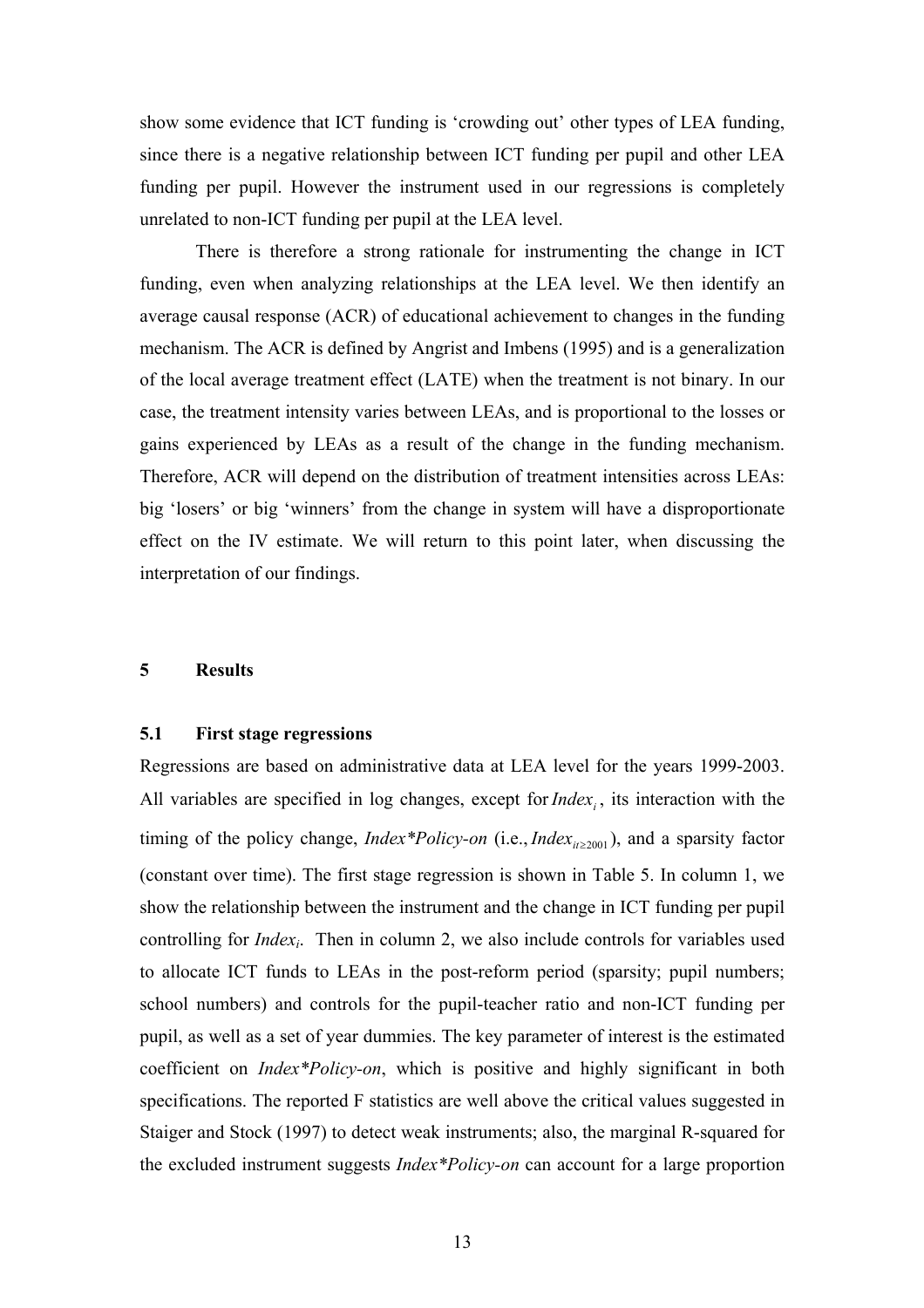show some evidence that ICT funding is 'crowding out' other types of LEA funding, since there is a negative relationship between ICT funding per pupil and other LEA funding per pupil. However the instrument used in our regressions is completely unrelated to non-ICT funding per pupil at the LEA level.

There is therefore a strong rationale for instrumenting the change in ICT funding, even when analyzing relationships at the LEA level. We then identify an average causal response (ACR) of educational achievement to changes in the funding mechanism. The ACR is defined by Angrist and Imbens (1995) and is a generalization of the local average treatment effect (LATE) when the treatment is not binary. In our case, the treatment intensity varies between LEAs, and is proportional to the losses or gains experienced by LEAs as a result of the change in the funding mechanism. Therefore, ACR will depend on the distribution of treatment intensities across LEAs: big 'losers' or big 'winners' from the change in system will have a disproportionate effect on the IV estimate. We will return to this point later, when discussing the interpretation of our findings.

## 5 Results

### 5.1 First stage regressions

Regressions are based on administrative data at LEA level for the years 1999-2003. All variables are specified in log changes, except for $Index_i$, its interaction with the timing of the policy change, *Index\*Policy-on* (i.e., $Index_{it \geq 2001}$), and a sparsity factor (constant over time). The first stage regression is shown in Table 5. In column 1, we show the relationship between the instrument and the change in ICT funding per pupil controlling for $Index_i$. Then in column 2, we also include controls for variables used to allocate ICT funds to LEAs in the post-reform period (sparsity; pupil numbers; school numbers) and controls for the pupil-teacher ratio and non-ICT funding per pupil, as well as a set of year dummies. The key parameter of interest is the estimated coefficient on *Index\*Policy-on*, which is positive and highly significant in both specifications. The reported F statistics are well above the critical values suggested in Staiger and Stock (1997) to detect weak instruments; also, the marginal R-squared for the excluded instrument suggests *Index\*Policy-on* can account for a large proportion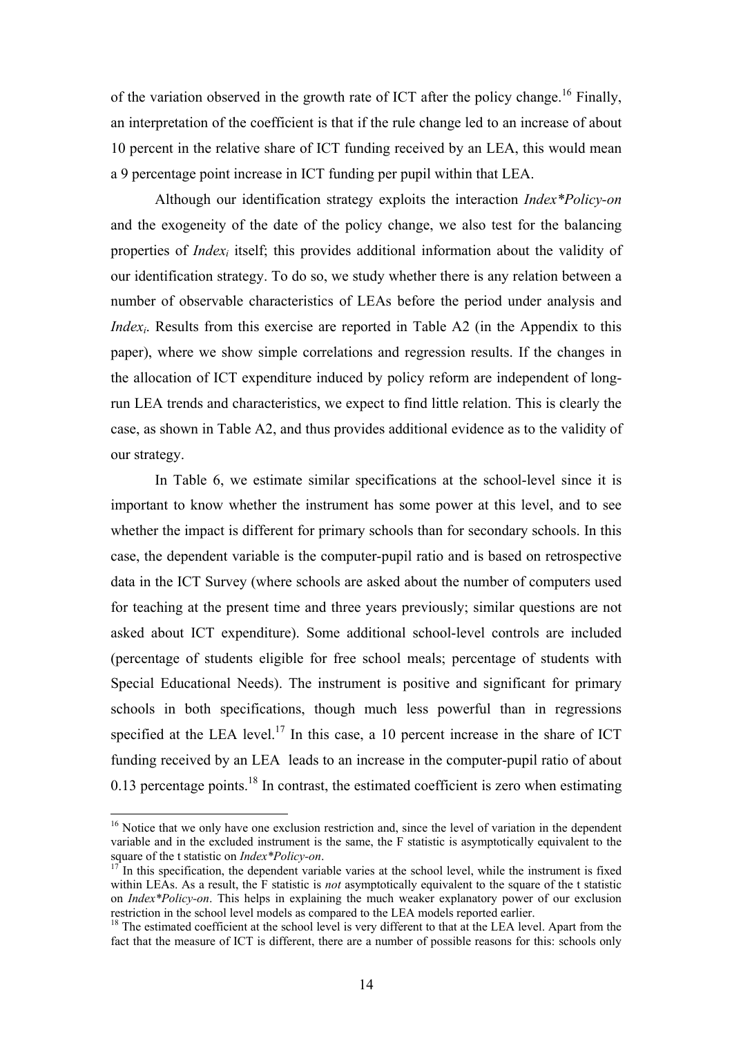of the variation observed in the growth rate of ICT after the policy change.[16] Finally, an interpretation of the coefficient is that if the rule change led to an increase of about 10 percent in the relative share of ICT funding received by an LEA, this would mean a 9 percentage point increase in ICT funding per pupil within that LEA.

Although our identification strategy exploits the interaction *Index\*Policy-on* and the exogeneity of the date of the policy change, we also test for the balancing properties of $Index_i$ itself; this provides additional information about the validity of our identification strategy. To do so, we study whether there is any relation between a number of observable characteristics of LEAs before the period under analysis and $Index_i$. Results from this exercise are reported in Table A2 (in the Appendix to this paper), where we show simple correlations and regression results. If the changes in the allocation of ICT expenditure induced by policy reform are independent of long-run LEA trends and characteristics, we expect to find little relation. This is clearly the case, as shown in Table A2, and thus provides additional evidence as to the validity of our strategy.

In Table 6, we estimate similar specifications at the school-level since it is important to know whether the instrument has some power at this level, and to see whether the impact is different for primary schools than for secondary schools. In this case, the dependent variable is the computer-pupil ratio and is based on retrospective data in the ICT Survey (where schools are asked about the number of computers used for teaching at the present time and three years previously; similar questions are not asked about ICT expenditure). Some additional school-level controls are included (percentage of students eligible for free school meals; percentage of students with Special Educational Needs). The instrument is positive and significant for primary schools in both specifications, though much less powerful than in regressions specified at the LEA level.[17] In this case, a 10 percent increase in the share of ICT funding received by an LEA leads to an increase in the computer-pupil ratio of about 0.13 percentage points.[18] In contrast, the estimated coefficient is zero when estimating

---

[16] Notice that we only have one exclusion restriction and, since the level of variation in the dependent variable and in the excluded instrument is the same, the F statistic is asymptotically equivalent to the square of the t statistic on *Index\*Policy-on*.

[17] In this specification, the dependent variable varies at the school level, while the instrument is fixed within LEAs. As a result, the F statistic is *not* asymptotically equivalent to the square of the t statistic on *Index\*Policy-on*. This helps in explaining the much weaker explanatory power of our exclusion restriction in the school level models as compared to the LEA models reported earlier.

[18] The estimated coefficient at the school level is very different to that at the LEA level. Apart from the fact that the measure of ICT is different, there are a number of possible reasons for this: schools only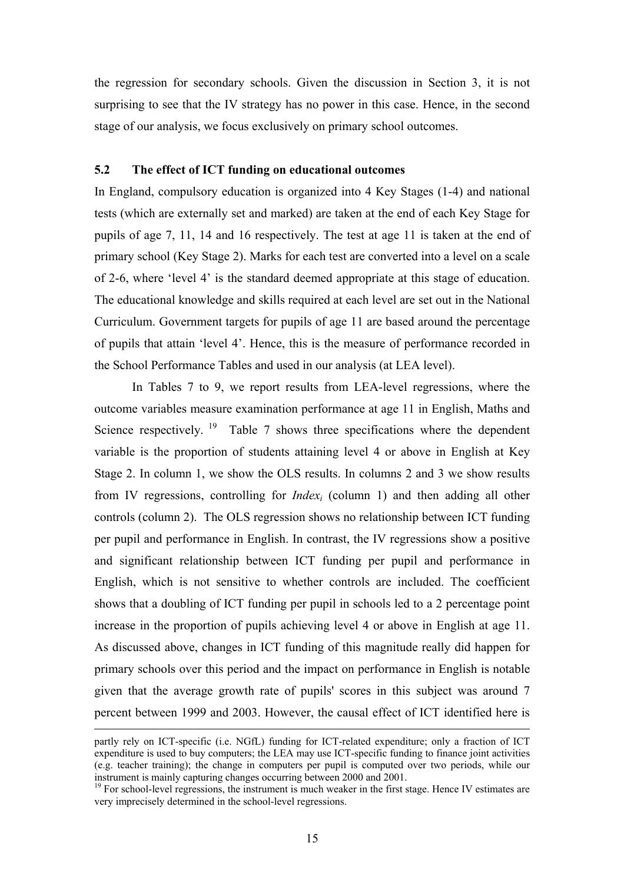the regression for secondary schools. Given the discussion in Section 3, it is not surprising to see that the IV strategy has no power in this case. Hence, in the second stage of our analysis, we focus exclusively on primary school outcomes.

### 5.2 The effect of ICT funding on educational outcomes

In England, compulsory education is organized into 4 Key Stages (1-4) and national tests (which are externally set and marked) are taken at the end of each Key Stage for pupils of age 7, 11, 14 and 16 respectively. The test at age 11 is taken at the end of primary school (Key Stage 2). Marks for each test are converted into a level on a scale of 2-6, where 'level 4' is the standard deemed appropriate at this stage of education. The educational knowledge and skills required at each level are set out in the National Curriculum. Government targets for pupils of age 11 are based around the percentage of pupils that attain 'level 4'. Hence, this is the measure of performance recorded in the School Performance Tables and used in our analysis (at LEA level).

In Tables 7 to 9, we report results from LEA-level regressions, where the outcome variables measure examination performance at age 11 in English, Maths and Science respectively. [19] Table 7 shows three specifications where the dependent variable is the proportion of students attaining level 4 or above in English at Key Stage 2. In column 1, we show the OLS results. In columns 2 and 3 we show results from IV regressions, controlling for $Index_i$ (column 1) and then adding all other controls (column 2). The OLS regression shows no relationship between ICT funding per pupil and performance in English. In contrast, the IV regressions show a positive and significant relationship between ICT funding per pupil and performance in English, which is not sensitive to whether controls are included. The coefficient shows that a doubling of ICT funding per pupil in schools led to a 2 percentage point increase in the proportion of pupils achieving level 4 or above in English at age 11. As discussed above, changes in ICT funding of this magnitude really did happen for primary schools over this period and the impact on performance in English is notable given that the average growth rate of pupils' scores in this subject was around 7 percent between 1999 and 2003. However, the causal effect of ICT identified here is

---

partly rely on ICT-specific (i.e. NGfL) funding for ICT-related expenditure; only a fraction of ICT expenditure is used to buy computers; the LEA may use ICT-specific funding to finance joint activities (e.g. teacher training); the change in computers per pupil is computed over two periods, while our instrument is mainly capturing changes occurring between 2000 and 2001.

[19] For school-level regressions, the instrument is much weaker in the first stage. Hence IV estimates are very imprecisely determined in the school-level regressions.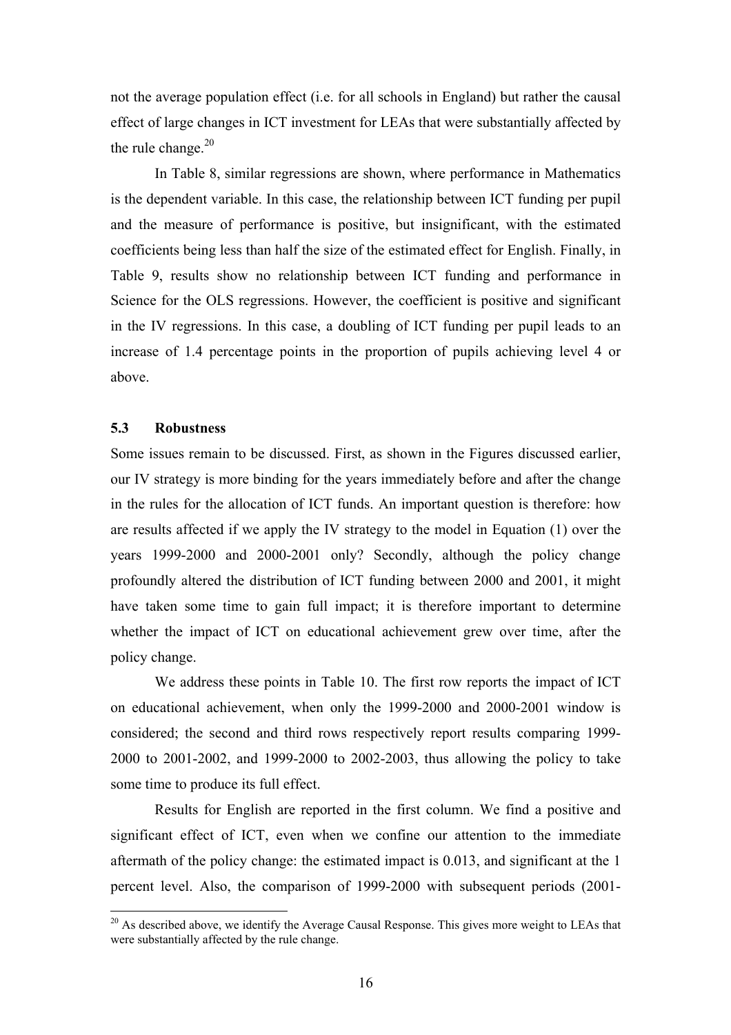not the average population effect (i.e. for all schools in England) but rather the causal effect of large changes in ICT investment for LEAs that were substantially affected by the rule change.[20]

In Table 8, similar regressions are shown, where performance in Mathematics is the dependent variable. In this case, the relationship between ICT funding per pupil and the measure of performance is positive, but insignificant, with the estimated coefficients being less than half the size of the estimated effect for English. Finally, in Table 9, results show no relationship between ICT funding and performance in Science for the OLS regressions. However, the coefficient is positive and significant in the IV regressions. In this case, a doubling of ICT funding per pupil leads to an increase of 1.4 percentage points in the proportion of pupils achieving level 4 or above.

### 5.3 Robustness

Some issues remain to be discussed. First, as shown in the Figures discussed earlier, our IV strategy is more binding for the years immediately before and after the change in the rules for the allocation of ICT funds. An important question is therefore: how are results affected if we apply the IV strategy to the model in Equation (1) over the years 1999-2000 and 2000-2001 only? Secondly, although the policy change profoundly altered the distribution of ICT funding between 2000 and 2001, it might have taken some time to gain full impact; it is therefore important to determine whether the impact of ICT on educational achievement grew over time, after the policy change.

We address these points in Table 10. The first row reports the impact of ICT on educational achievement, when only the 1999-2000 and 2000-2001 window is considered; the second and third rows respectively report results comparing 1999-2000 to 2001-2002, and 1999-2000 to 2002-2003, thus allowing the policy to take some time to produce its full effect.

Results for English are reported in the first column. We find a positive and significant effect of ICT, even when we confine our attention to the immediate aftermath of the policy change: the estimated impact is 0.013, and significant at the 1 percent level. Also, the comparison of 1999-2000 with subsequent periods (2001-

[20] As described above, we identify the Average Causal Response. This gives more weight to LEAs that were substantially affected by the rule change.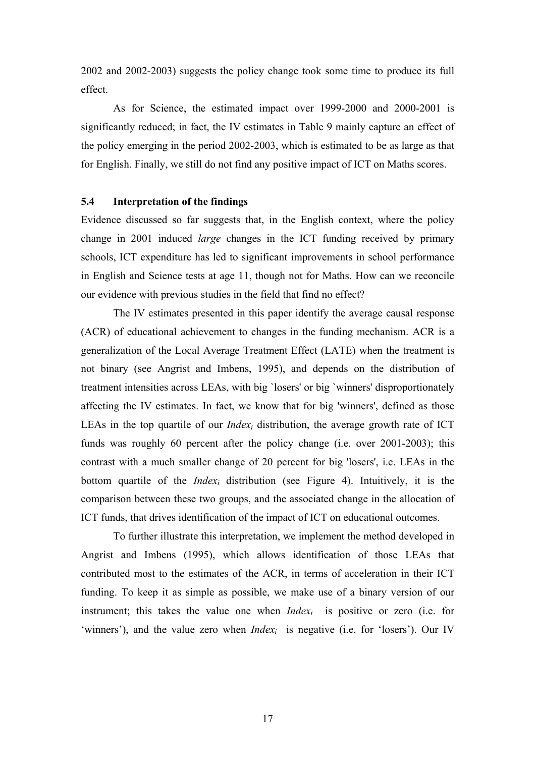2002 and 2002-2003) suggests the policy change took some time to produce its full effect.

As for Science, the estimated impact over 1999-2000 and 2000-2001 is significantly reduced; in fact, the IV estimates in Table 9 mainly capture an effect of the policy emerging in the period 2002-2003, which is estimated to be as large as that for English. Finally, we still do not find any positive impact of ICT on Maths scores.

### 5.4 Interpretation of the findings

Evidence discussed so far suggests that, in the English context, where the policy change in 2001 induced *large* changes in the ICT funding received by primary schools, ICT expenditure has led to significant improvements in school performance in English and Science tests at age 11, though not for Maths. How can we reconcile our evidence with previous studies in the field that find no effect?

The IV estimates presented in this paper identify the average causal response (ACR) of educational achievement to changes in the funding mechanism. ACR is a generalization of the Local Average Treatment Effect (LATE) when the treatment is not binary (see Angrist and Imbens, 1995), and depends on the distribution of treatment intensities across LEAs, with big `losers' or big `winners' disproportionately affecting the IV estimates. In fact, we know that for big 'winners', defined as those LEAs in the top quartile of our $Index_i$ distribution, the average growth rate of ICT funds was roughly 60 percent after the policy change (i.e. over 2001-2003); this contrast with a much smaller change of 20 percent for big 'losers', i.e. LEAs in the bottom quartile of the $Index_i$ distribution (see Figure 4). Intuitively, it is the comparison between these two groups, and the associated change in the allocation of ICT funds, that drives identification of the impact of ICT on educational outcomes.

To further illustrate this interpretation, we implement the method developed in Angrist and Imbens (1995), which allows identification of those LEAs that contributed most to the estimates of the ACR, in terms of acceleration in their ICT funding. To keep it as simple as possible, we make use of a binary version of our instrument; this takes the value one when $Index_i$ is positive or zero (i.e. for 'winners'), and the value zero when $Index_i$ is negative (i.e. for 'losers'). Our IV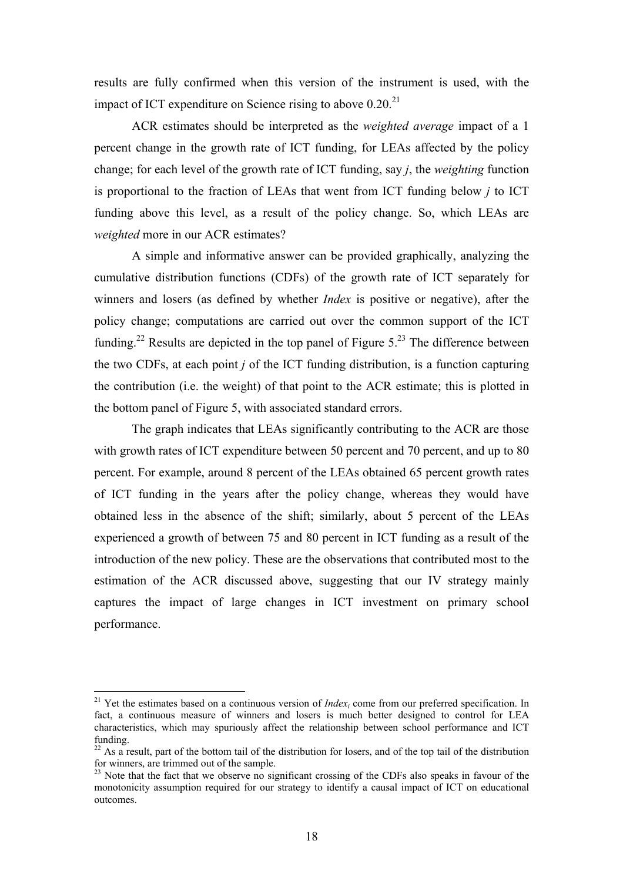results are fully confirmed when this version of the instrument is used, with the impact of ICT expenditure on Science rising to above 0.20.[21]

ACR estimates should be interpreted as the *weighted average* impact of a 1 percent change in the growth rate of ICT funding, for LEAs affected by the policy change; for each level of the growth rate of ICT funding, say $j$, the *weighting* function is proportional to the fraction of LEAs that went from ICT funding below $j$ to ICT funding above this level, as a result of the policy change. So, which LEAs are *weighted* more in our ACR estimates?

A simple and informative answer can be provided graphically, analyzing the cumulative distribution functions (CDFs) of the growth rate of ICT separately for winners and losers (as defined by whether *Index* is positive or negative), after the policy change; computations are carried out over the common support of the ICT funding.[22] Results are depicted in the top panel of Figure 5.[23] The difference between the two CDFs, at each point $j$ of the ICT funding distribution, is a function capturing the contribution (i.e. the weight) of that point to the ACR estimate; this is plotted in the bottom panel of Figure 5, with associated standard errors.

The graph indicates that LEAs significantly contributing to the ACR are those with growth rates of ICT expenditure between 50 percent and 70 percent, and up to 80 percent. For example, around 8 percent of the LEAs obtained 65 percent growth rates of ICT funding in the years after the policy change, whereas they would have obtained less in the absence of the shift; similarly, about 5 percent of the LEAs experienced a growth of between 75 and 80 percent in ICT funding as a result of the introduction of the new policy. These are the observations that contributed most to the estimation of the ACR discussed above, suggesting that our IV strategy mainly captures the impact of large changes in ICT investment on primary school performance.

---

[21] Yet the estimates based on a continuous version of $Index_i$ come from our preferred specification. In fact, a continuous measure of winners and losers is much better designed to control for LEA characteristics, which may spuriously affect the relationship between school performance and ICT funding.

[22] As a result, part of the bottom tail of the distribution for losers, and of the top tail of the distribution for winners, are trimmed out of the sample.

[23] Note that the fact that we observe no significant crossing of the CDFs also speaks in favour of the monotonicity assumption required for our strategy to identify a causal impact of ICT on educational outcomes.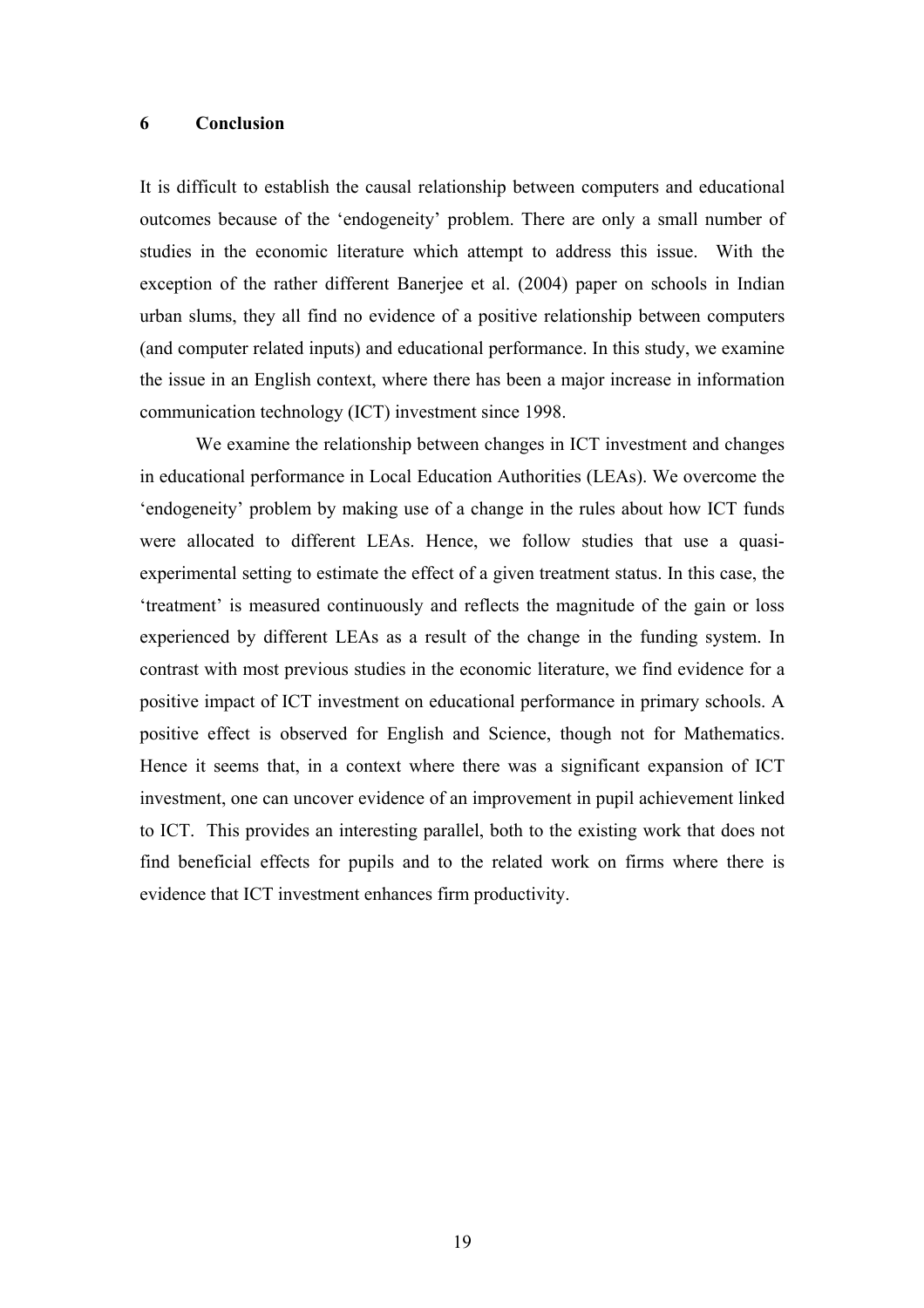## 6 Conclusion

It is difficult to establish the causal relationship between computers and educational outcomes because of the 'endogeneity' problem. There are only a small number of studies in the economic literature which attempt to address this issue. With the exception of the rather different Banerjee et al. (2004) paper on schools in Indian urban slums, they all find no evidence of a positive relationship between computers (and computer related inputs) and educational performance. In this study, we examine the issue in an English context, where there has been a major increase in information communication technology (ICT) investment since 1998.

We examine the relationship between changes in ICT investment and changes in educational performance in Local Education Authorities (LEAs). We overcome the 'endogeneity' problem by making use of a change in the rules about how ICT funds were allocated to different LEAs. Hence, we follow studies that use a quasi-experimental setting to estimate the effect of a given treatment status. In this case, the 'treatment' is measured continuously and reflects the magnitude of the gain or loss experienced by different LEAs as a result of the change in the funding system. In contrast with most previous studies in the economic literature, we find evidence for a positive impact of ICT investment on educational performance in primary schools. A positive effect is observed for English and Science, though not for Mathematics. Hence it seems that, in a context where there was a significant expansion of ICT investment, one can uncover evidence of an improvement in pupil achievement linked to ICT. This provides an interesting parallel, both to the existing work that does not find beneficial effects for pupils and to the related work on firms where there is evidence that ICT investment enhances firm productivity.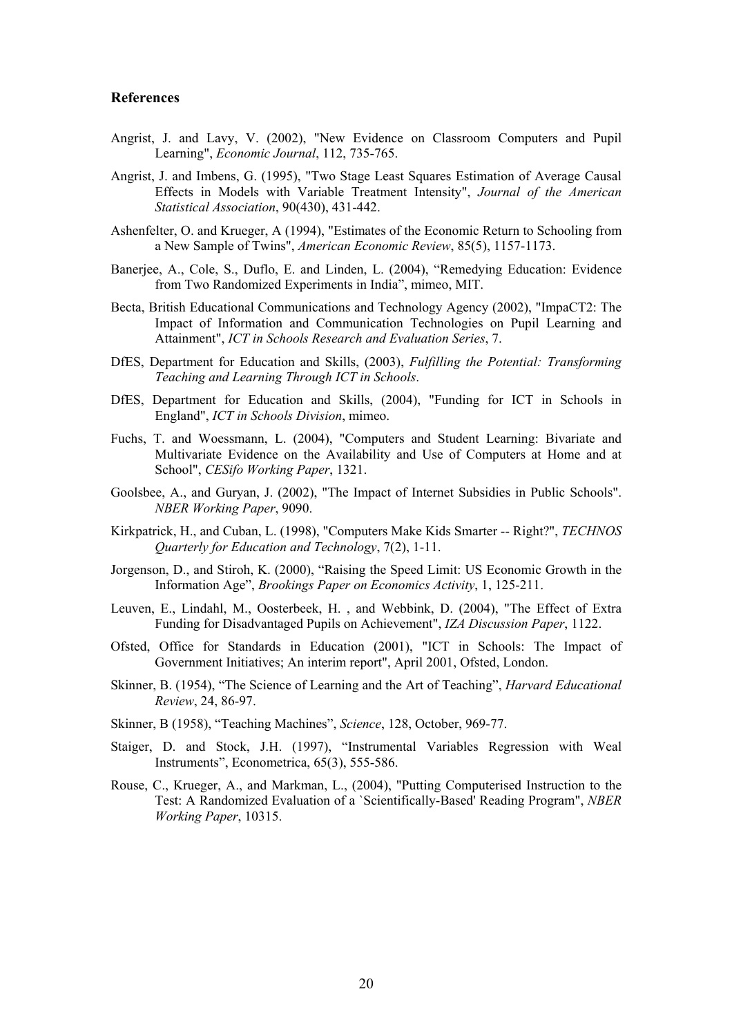## References

Angrist, J. and Lavy, V. (2002), "New Evidence on Classroom Computers and Pupil Learning", *Economic Journal*, 112, 735-765.

Angrist, J. and Imbens, G. (1995), "Two Stage Least Squares Estimation of Average Causal Effects in Models with Variable Treatment Intensity", *Journal of the American Statistical Association*, 90(430), 431-442.

Ashenfelter, O. and Krueger, A (1994), "Estimates of the Economic Return to Schooling from a New Sample of Twins", *American Economic Review*, 85(5), 1157-1173.

Banerjee, A., Cole, S., Duflo, E. and Linden, L. (2004), "Remedying Education: Evidence from Two Randomized Experiments in India", mimeo, MIT.

Becta, British Educational Communications and Technology Agency (2002), "ImpaCT2: The Impact of Information and Communication Technologies on Pupil Learning and Attainment", *ICT in Schools Research and Evaluation Series*, 7.

DfES, Department for Education and Skills, (2003), *Fulfilling the Potential: Transforming Teaching and Learning Through ICT in Schools*.

DfES, Department for Education and Skills, (2004), "Funding for ICT in Schools in England", *ICT in Schools Division*, mimeo.

Fuchs, T. and Woessmann, L. (2004), "Computers and Student Learning: Bivariate and Multivariate Evidence on the Availability and Use of Computers at Home and at School", *CESifo Working Paper*, 1321.

Goolsbee, A., and Guryan, J. (2002), "The Impact of Internet Subsidies in Public Schools". *NBER Working Paper*, 9090.

Kirkpatrick, H., and Cuban, L. (1998), "Computers Make Kids Smarter -- Right?", *TECHNOS Quarterly for Education and Technology*, 7(2), 1-11.

Jorgenson, D., and Stiroh, K. (2000), "Raising the Speed Limit: US Economic Growth in the Information Age", *Brookings Paper on Economics Activity*, 1, 125-211.

Leuven, E., Lindahl, M., Oosterbeek, H. , and Webbink, D. (2004), "The Effect of Extra Funding for Disadvantaged Pupils on Achievement", *IZA Discussion Paper*, 1122.

Ofsted, Office for Standards in Education (2001), "ICT in Schools: The Impact of Government Initiatives; An interim report", April 2001, Ofsted, London.

Skinner, B. (1954), "The Science of Learning and the Art of Teaching", *Harvard Educational Review*, 24, 86-97.

Skinner, B (1958), "Teaching Machines", *Science*, 128, October, 969-77.

Staiger, D. and Stock, J.H. (1997), "Instrumental Variables Regression with Weal Instruments", Econometrica, 65(3), 555-586.

Rouse, C., Krueger, A., and Markman, L., (2004), "Putting Computerised Instruction to the Test: A Randomized Evaluation of a `Scientifically-Based' Reading Program", *NBER Working Paper*, 10315.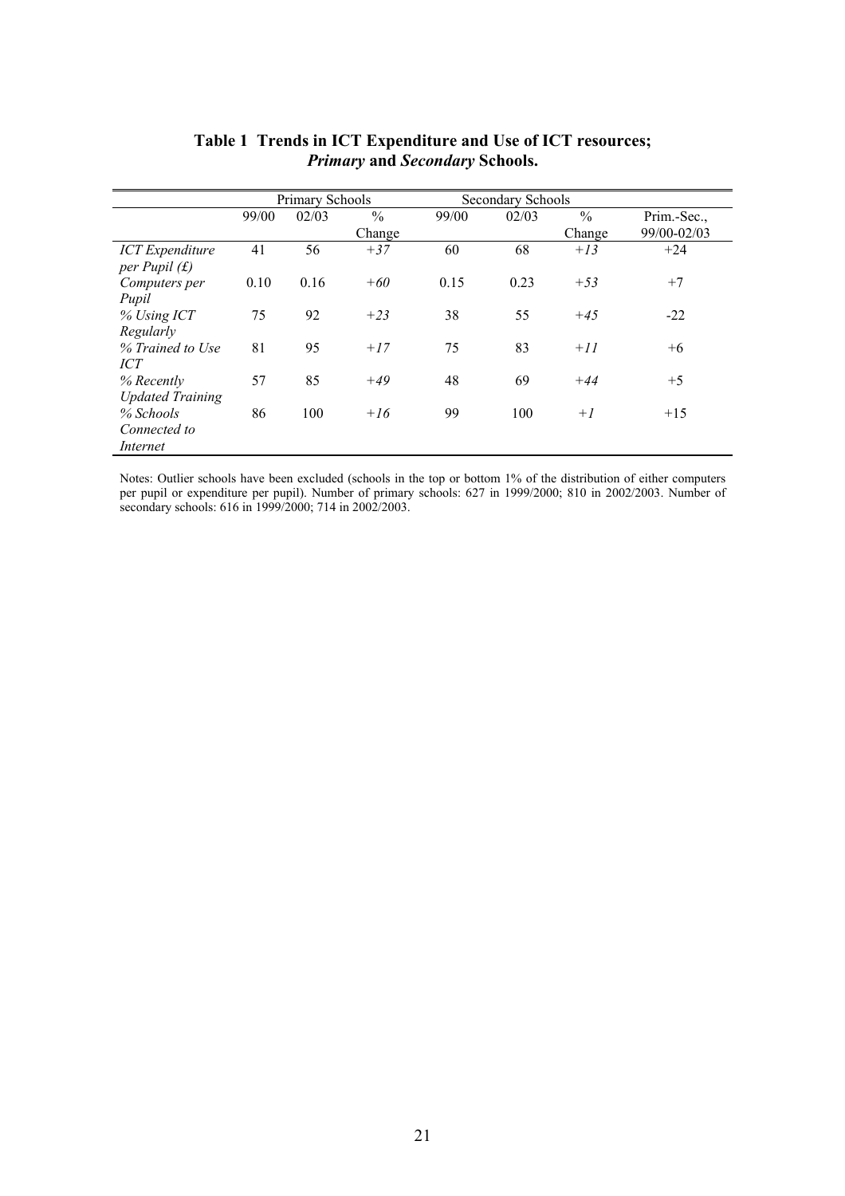**Table 1 Trends in ICT Expenditure and Use of ICT resources; *Primary* and *Secondary* Schools.**

| | Primary Schools | | | Secondary Schools | | | |
|---|---|---|---|---|---|---|---|
| | 99/00 | 02/03 | % Change | 99/00 | 02/03 | % Change | Prim.-Sec., 99/00-02/03 |
| *ICT Expenditure per Pupil (£)* | 41 | 56 | *+37* | 60 | 68 | *+13* | +24 |
| *Computers per Pupil* | 0.10 | 0.16 | *+60* | 0.15 | 0.23 | *+53* | +7 |
| *% Using ICT Regularly* | 75 | 92 | *+23* | 38 | 55 | *+45* | -22 |
| *% Trained to Use ICT* | 81 | 95 | *+17* | 75 | 83 | *+11* | +6 |
| *% Recently Updated Training* | 57 | 85 | *+49* | 48 | 69 | *+44* | +5 |
| *% Schools Connected to Internet* | 86 | 100 | *+16* | 99 | 100 | *+1* | +15 |

Notes: Outlier schools have been excluded (schools in the top or bottom 1% of the distribution of either computers per pupil or expenditure per pupil). Number of primary schools: 627 in 1999/2000; 810 in 2002/2003. Number of secondary schools: 616 in 1999/2000; 714 in 2002/2003.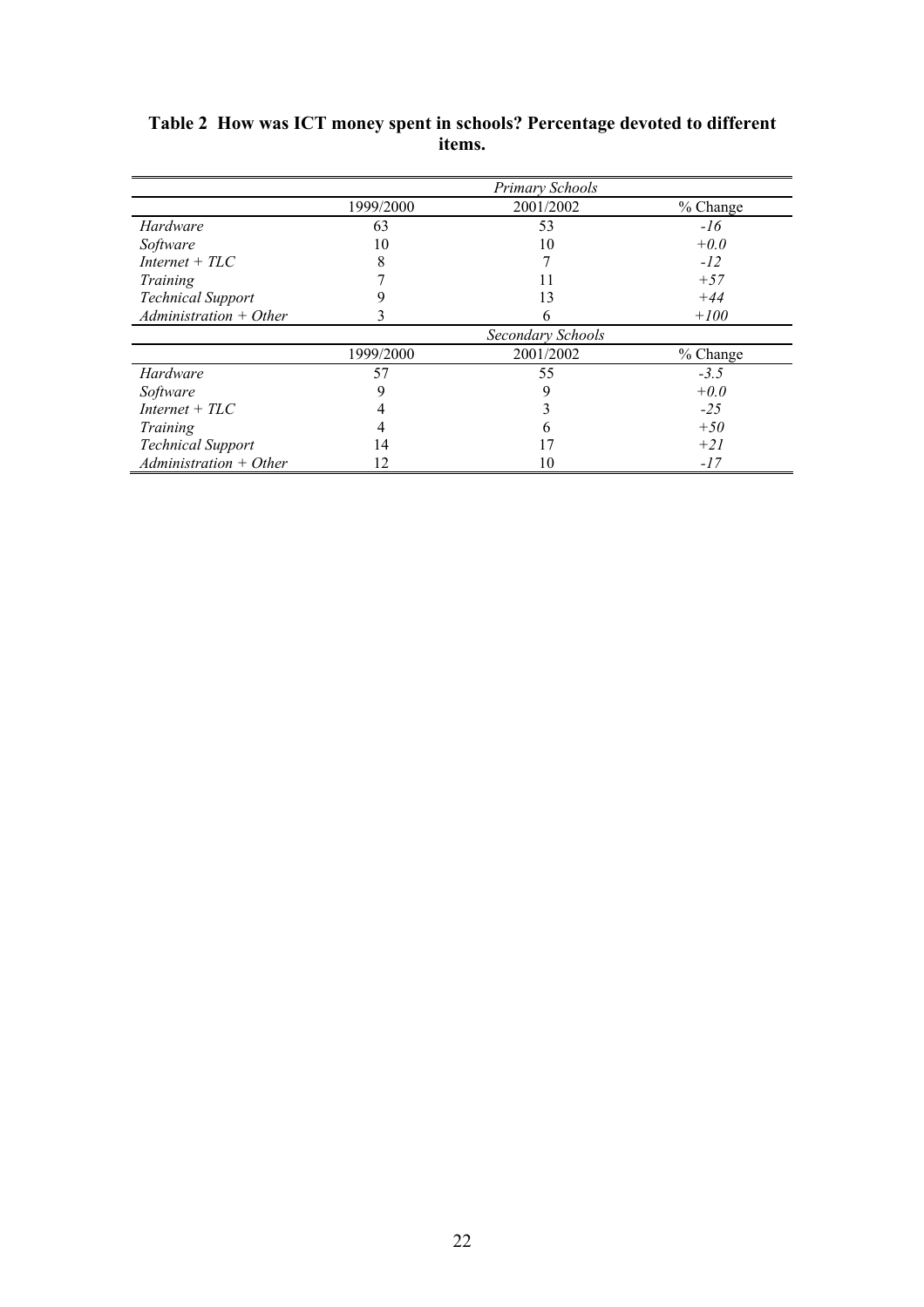**Table 2 How was ICT money spent in schools? Percentage devoted to different items.**

| | *Primary Schools* | | |
|---|---|---|---|
| | 1999/2000 | 2001/2002 | % Change |
| *Hardware* | 63 | 53 | *-16* |
| *Software* | 10 | 10 | *+0.0* |
| *Internet + TLC* | 8 | 7 | *-12* |
| *Training* | 7 | 11 | *+57* |
| *Technical Support* | 9 | 13 | *+44* |
| *Administration + Other* | 3 | 6 | *+100* |
| | *Secondary Schools* | | |
| | 1999/2000 | 2001/2002 | % Change |
| *Hardware* | 57 | 55 | *-3.5* |
| *Software* | 9 | 9 | *+0.0* |
| *Internet + TLC* | 4 | 3 | *-25* |
| *Training* | 4 | 6 | *+50* |
| *Technical Support* | 14 | 17 | *+21* |
| *Administration + Other* | 12 | 10 | *-17* |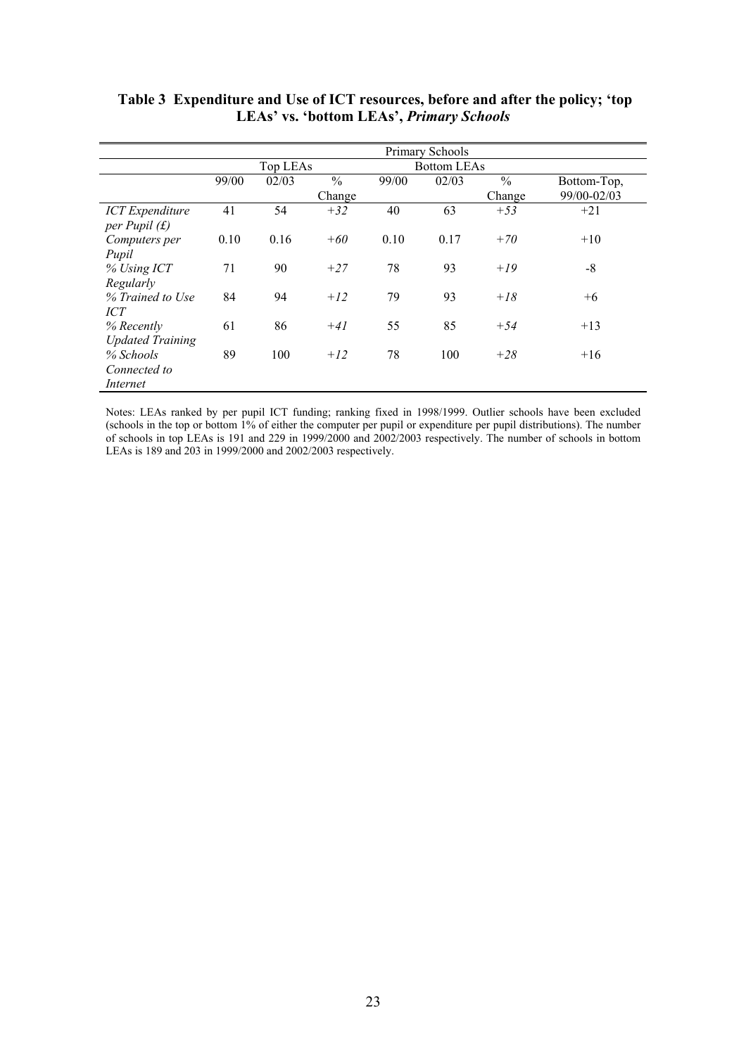**Table 3 Expenditure and Use of ICT resources, before and after the policy; 'top LEAs' vs. 'bottom LEAs', *Primary Schools***

| | Primary Schools | | | | | | |
|---|---|---|---|---|---|---|---|
| | Top LEAs | | | Bottom LEAs | | | |
| | 99/00 | 02/03 | % Change | 99/00 | 02/03 | % Change | Bottom-Top, 99/00-02/03 |
| *ICT Expenditure per Pupil (£)* | 41 | 54 | *+32* | 40 | 63 | *+53* | +21 |
| *Computers per Pupil* | 0.10 | 0.16 | *+60* | 0.10 | 0.17 | *+70* | +10 |
| *% Using ICT Regularly* | 71 | 90 | *+27* | 78 | 93 | *+19* | -8 |
| *% Trained to Use ICT* | 84 | 94 | *+12* | 79 | 93 | *+18* | +6 |
| *% Recently Updated Training* | 61 | 86 | *+41* | 55 | 85 | *+54* | +13 |
| *% Schools Connected to Internet* | 89 | 100 | *+12* | 78 | 100 | *+28* | +16 |

Notes: LEAs ranked by per pupil ICT funding; ranking fixed in 1998/1999. Outlier schools have been excluded (schools in the top or bottom 1% of either the computer per pupil or expenditure per pupil distributions). The number of schools in top LEAs is 191 and 229 in 1999/2000 and 2002/2003 respectively. The number of schools in bottom LEAs is 189 and 203 in 1999/2000 and 2002/2003 respectively.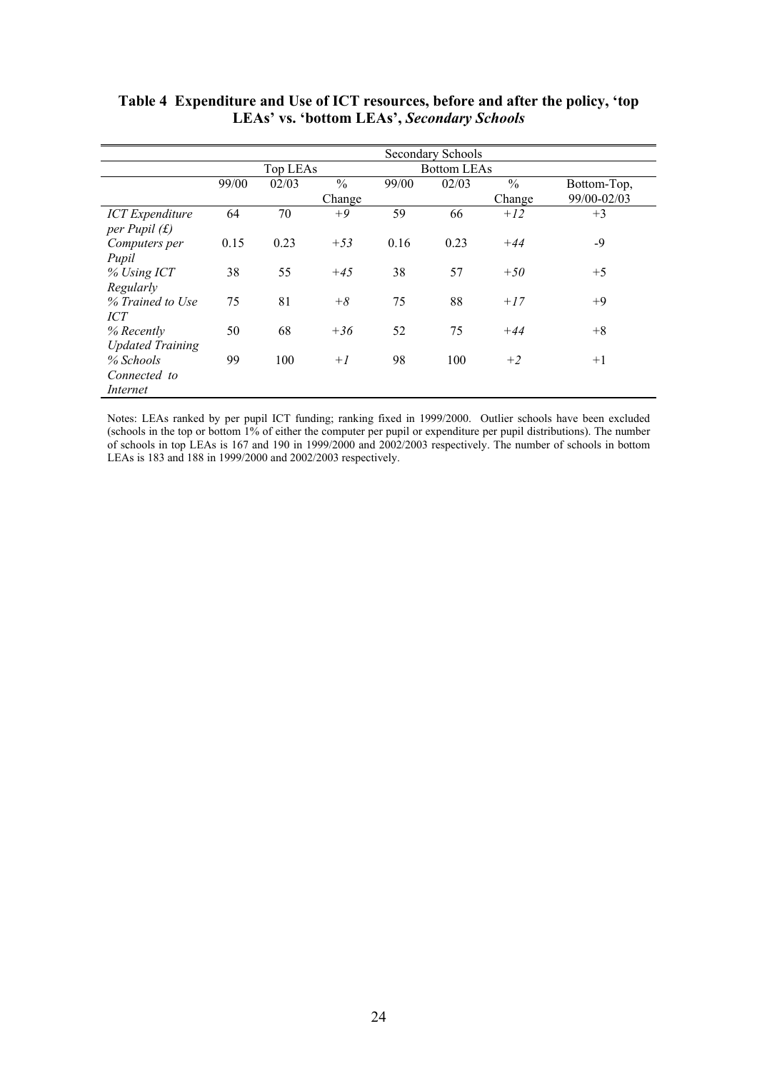**Table 4 Expenditure and Use of ICT resources, before and after the policy, 'top LEAs' vs. 'bottom LEAs', *Secondary Schools***

| | Secondary Schools | | | | | | |
|---|---|---|---|---|---|---|---|
| | Top LEAs | | | Bottom LEAs | | | |
| | 99/00 | 02/03 | % Change | 99/00 | 02/03 | % Change | Bottom-Top, 99/00-02/03 |
| *ICT Expenditure per Pupil (£)* | 64 | 70 | *+9* | 59 | 66 | *+12* | +3 |
| *Computers per Pupil* | 0.15 | 0.23 | *+53* | 0.16 | 0.23 | *+44* | -9 |
| *% Using ICT Regularly* | 38 | 55 | *+45* | 38 | 57 | *+50* | +5 |
| *% Trained to Use ICT* | 75 | 81 | *+8* | 75 | 88 | *+17* | +9 |
| *% Recently Updated Training* | 50 | 68 | *+36* | 52 | 75 | *+44* | +8 |
| *% Schools Connected to Internet* | 99 | 100 | *+1* | 98 | 100 | *+2* | +1 |

Notes: LEAs ranked by per pupil ICT funding; ranking fixed in 1999/2000. Outlier schools have been excluded (schools in the top or bottom 1% of either the computer per pupil or expenditure per pupil distributions). The number of schools in top LEAs is 167 and 190 in 1999/2000 and 2002/2003 respectively. The number of schools in bottom LEAs is 183 and 188 in 1999/2000 and 2002/2003 respectively.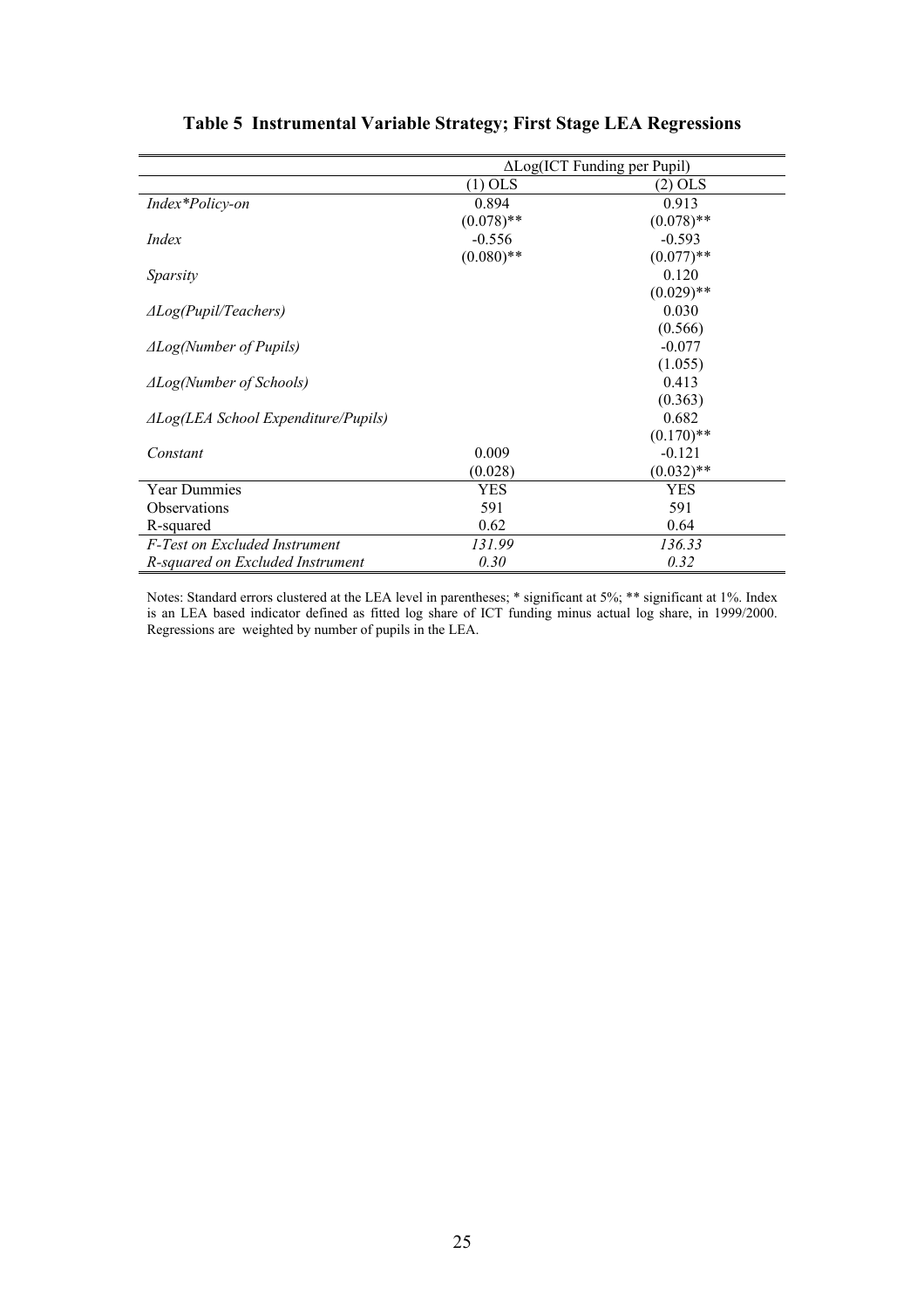# Table 5 Instrumental Variable Strategy; First Stage LEA Regressions

| | ΔLog(ICT Funding per Pupil) | |
|---|---|---|
| | (1) OLS | (2) OLS |
| *Index\*Policy-on* | 0.894 | 0.913 |
| | (0.078)** | (0.078)** |
| *Index* | -0.556 | -0.593 |
| | (0.080)** | (0.077)** |
| *Sparsity* | | 0.120 |
| | | (0.029)** |
| *ΔLog(Pupil/Teachers)* | | 0.030 |
| | | (0.566) |
| *ΔLog(Number of Pupils)* | | -0.077 |
| | | (1.055) |
| *ΔLog(Number of Schools)* | | 0.413 |
| | | (0.363) |
| *ΔLog(LEA School Expenditure/Pupils)* | | 0.682 |
| | | (0.170)** |
| *Constant* | 0.009 | -0.121 |
| | (0.028) | (0.032)** |
| Year Dummies | YES | YES |
| Observations | 591 | 591 |
| R-squared | 0.62 | 0.64 |
| *F-Test on Excluded Instrument* | *131.99* | *136.33* |
| *R-squared on Excluded Instrument* | *0.30* | *0.32* |

Notes: Standard errors clustered at the LEA level in parentheses; * significant at 5%; ** significant at 1%. Index is an LEA based indicator defined as fitted log share of ICT funding minus actual log share, in 1999/2000. Regressions are weighted by number of pupils in the LEA.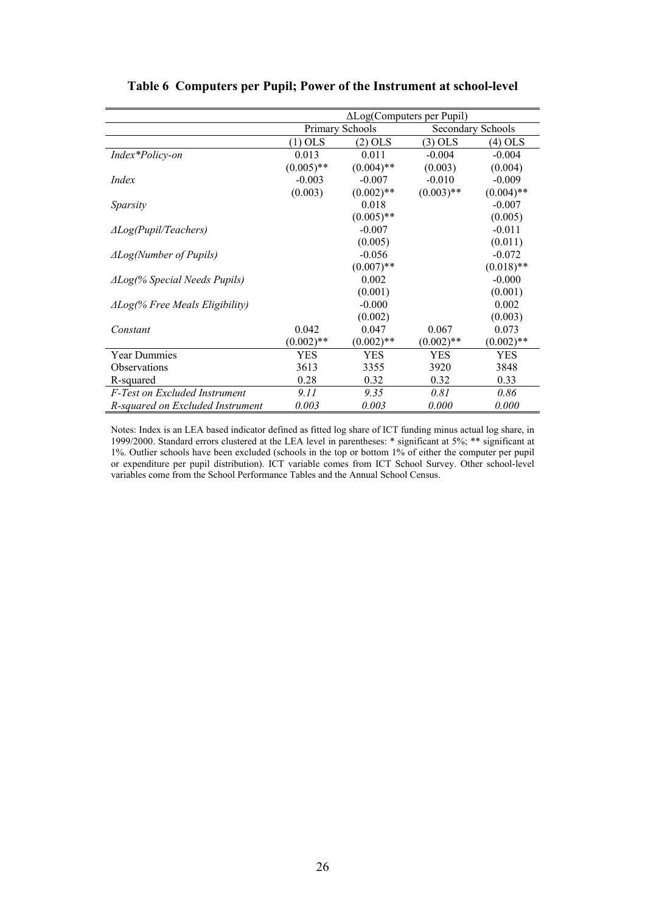**Table 6 Computers per Pupil; Power of the Instrument at school-level**

| | ΔLog(Computers per Pupil) | | | |
|---|---|---|---|---|
| | Primary Schools | | Secondary Schools | |
| | (1) OLS | (2) OLS | (3) OLS | (4) OLS |
| *Index\*Policy-on* | 0.013 | 0.011 | -0.004 | -0.004 |
| | (0.005)** | (0.004)** | (0.003) | (0.004) |
| *Index* | -0.003 | -0.007 | -0.010 | -0.009 |
| | (0.003) | (0.002)** | (0.003)** | (0.004)** |
| *Sparsity* | | 0.018 | | -0.007 |
| | | (0.005)** | | (0.005) |
| *ΔLog(Pupil/Teachers)* | | -0.007 | | -0.011 |
| | | (0.005) | | (0.011) |
| *ΔLog(Number of Pupils)* | | -0.056 | | -0.072 |
| | | (0.007)** | | (0.018)** |
| *ΔLog(% Special Needs Pupils)* | | 0.002 | | -0.000 |
| | | (0.001) | | (0.001) |
| *ΔLog(% Free Meals Eligibility)* | | -0.000 | | 0.002 |
| | | (0.002) | | (0.003) |
| *Constant* | 0.042 | 0.047 | 0.067 | 0.073 |
| | (0.002)** | (0.002)** | (0.002)** | (0.002)** |
| Year Dummies | YES | YES | YES | YES |
| Observations | 3613 | 3355 | 3920 | 3848 |
| R-squared | 0.28 | 0.32 | 0.32 | 0.33 |
| *F-Test on Excluded Instrument* | *9.11* | *9.35* | *0.81* | *0.86* |
| *R-squared on Excluded Instrument* | *0.003* | *0.003* | *0.000* | *0.000* |

Notes: Index is an LEA based indicator defined as fitted log share of ICT funding minus actual log share, in 1999/2000. Standard errors clustered at the LEA level in parentheses: * significant at 5%; ** significant at 1%. Outlier schools have been excluded (schools in the top or bottom 1% of either the computer per pupil or expenditure per pupil distribution). ICT variable comes from ICT School Survey. Other school-level variables come from the School Performance Tables and the Annual School Census.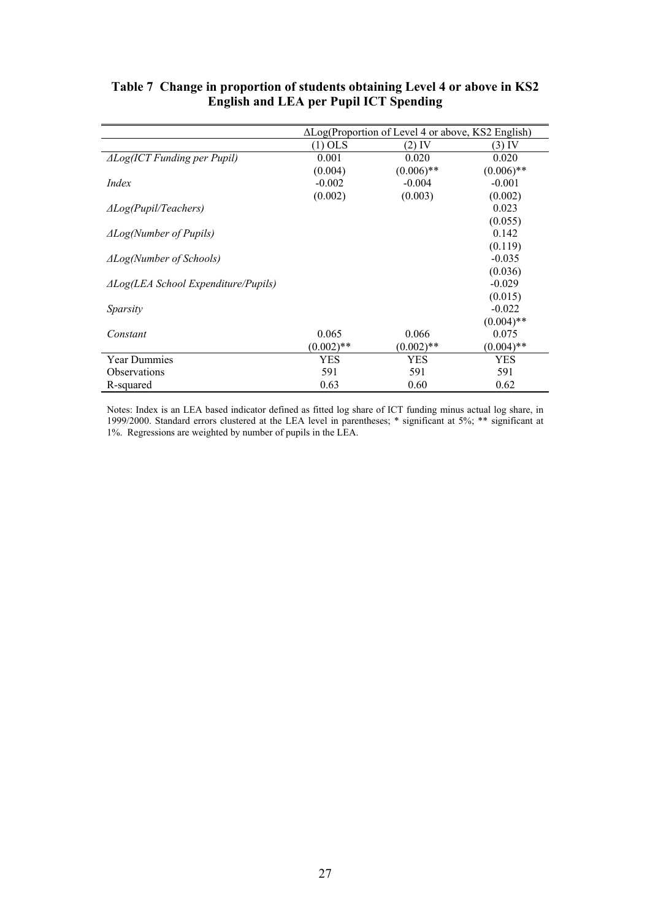### Table 7 Change in proportion of students obtaining Level 4 or above in KS2 English and LEA per Pupil ICT Spending

| | ΔLog(Proportion of Level 4 or above, KS2 English) | | |
|---|---|---|---|
| | (1) OLS | (2) IV | (3) IV |
| *ΔLog(ICT Funding per Pupil)* | 0.001 | 0.020 | 0.020 |
| | (0.004) | (0.006)** | (0.006)** |
| *Index* | -0.002 | -0.004 | -0.001 |
| | (0.002) | (0.003) | (0.002) |
| *ΔLog(Pupil/Teachers)* | | | 0.023 |
| | | | (0.055) |
| *ΔLog(Number of Pupils)* | | | 0.142 |
| | | | (0.119) |
| *ΔLog(Number of Schools)* | | | -0.035 |
| | | | (0.036) |
| *ΔLog(LEA School Expenditure/Pupils)* | | | -0.029 |
| | | | (0.015) |
| *Sparsity* | | | -0.022 |
| | | | (0.004)** |
| *Constant* | 0.065 | 0.066 | 0.075 |
| | (0.002)** | (0.002)** | (0.004)** |
| Year Dummies | YES | YES | YES |
| Observations | 591 | 591 | 591 |
| R-squared | 0.63 | 0.60 | 0.62 |

Notes: Index is an LEA based indicator defined as fitted log share of ICT funding minus actual log share, in 1999/2000. Standard errors clustered at the LEA level in parentheses; * significant at 5%; ** significant at 1%. Regressions are weighted by number of pupils in the LEA.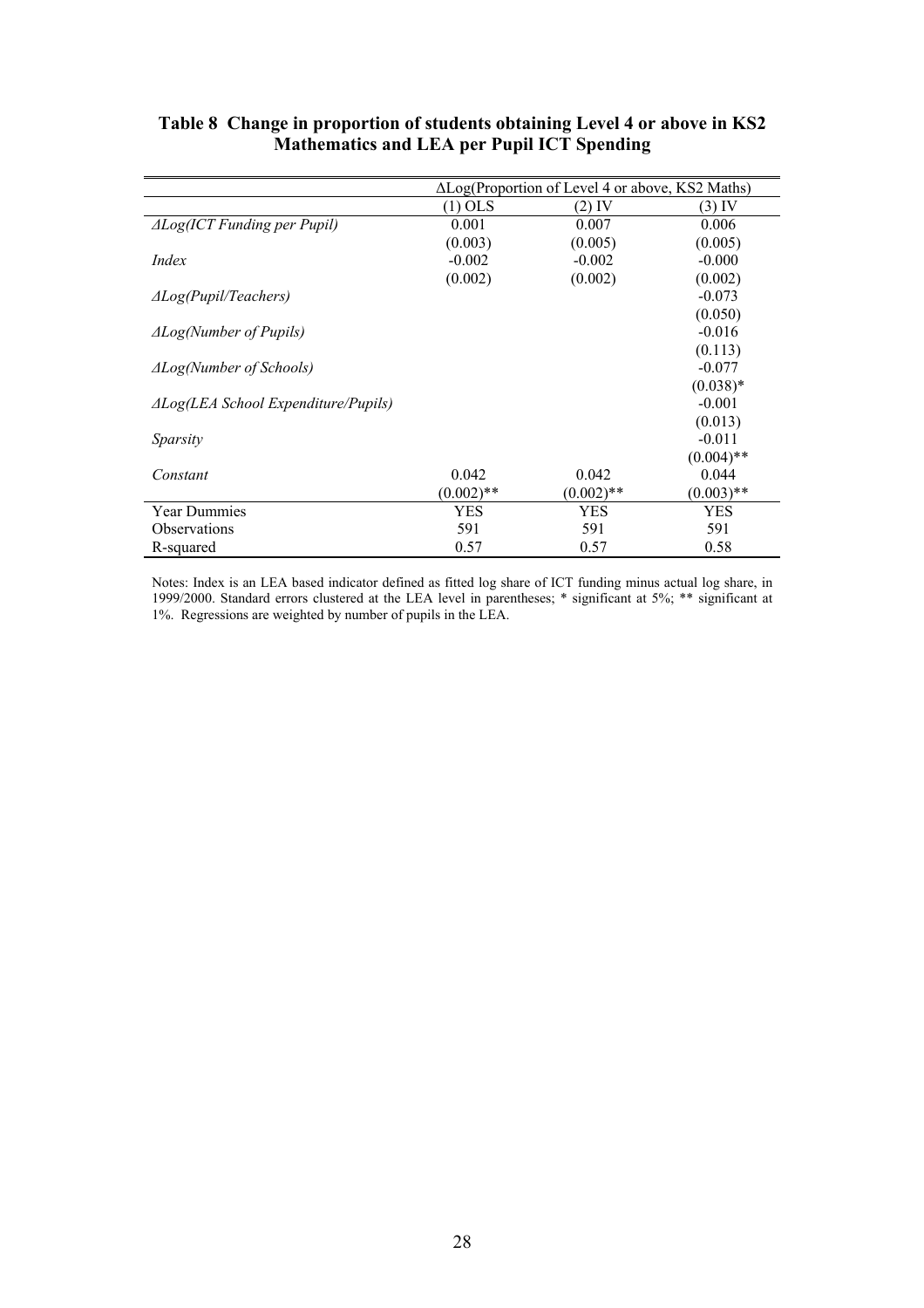**Table 8 Change in proportion of students obtaining Level 4 or above in KS2 Mathematics and LEA per Pupil ICT Spending**

| | ΔLog(Proportion of Level 4 or above, KS2 Maths) | | |
|---|---|---|---|
| | (1) OLS | (2) IV | (3) IV |
| *ΔLog(ICT Funding per Pupil)* | 0.001 | 0.007 | 0.006 |
| | (0.003) | (0.005) | (0.005) |
| *Index* | -0.002 | -0.002 | -0.000 |
| | (0.002) | (0.002) | (0.002) |
| *ΔLog(Pupil/Teachers)* | | | -0.073 |
| | | | (0.050) |
| *ΔLog(Number of Pupils)* | | | -0.016 |
| | | | (0.113) |
| *ΔLog(Number of Schools)* | | | -0.077 |
| | | | (0.038)* |
| *ΔLog(LEA School Expenditure/Pupils)* | | | -0.001 |
| | | | (0.013) |
| *Sparsity* | | | -0.011 |
| | | | (0.004)** |
| *Constant* | 0.042 | 0.042 | 0.044 |
| | (0.002)** | (0.002)** | (0.003)** |
| Year Dummies | YES | YES | YES |
| Observations | 591 | 591 | 591 |
| R-squared | 0.57 | 0.57 | 0.58 |

Notes: Index is an LEA based indicator defined as fitted log share of ICT funding minus actual log share, in 1999/2000. Standard errors clustered at the LEA level in parentheses; * significant at 5%; ** significant at 1%. Regressions are weighted by number of pupils in the LEA.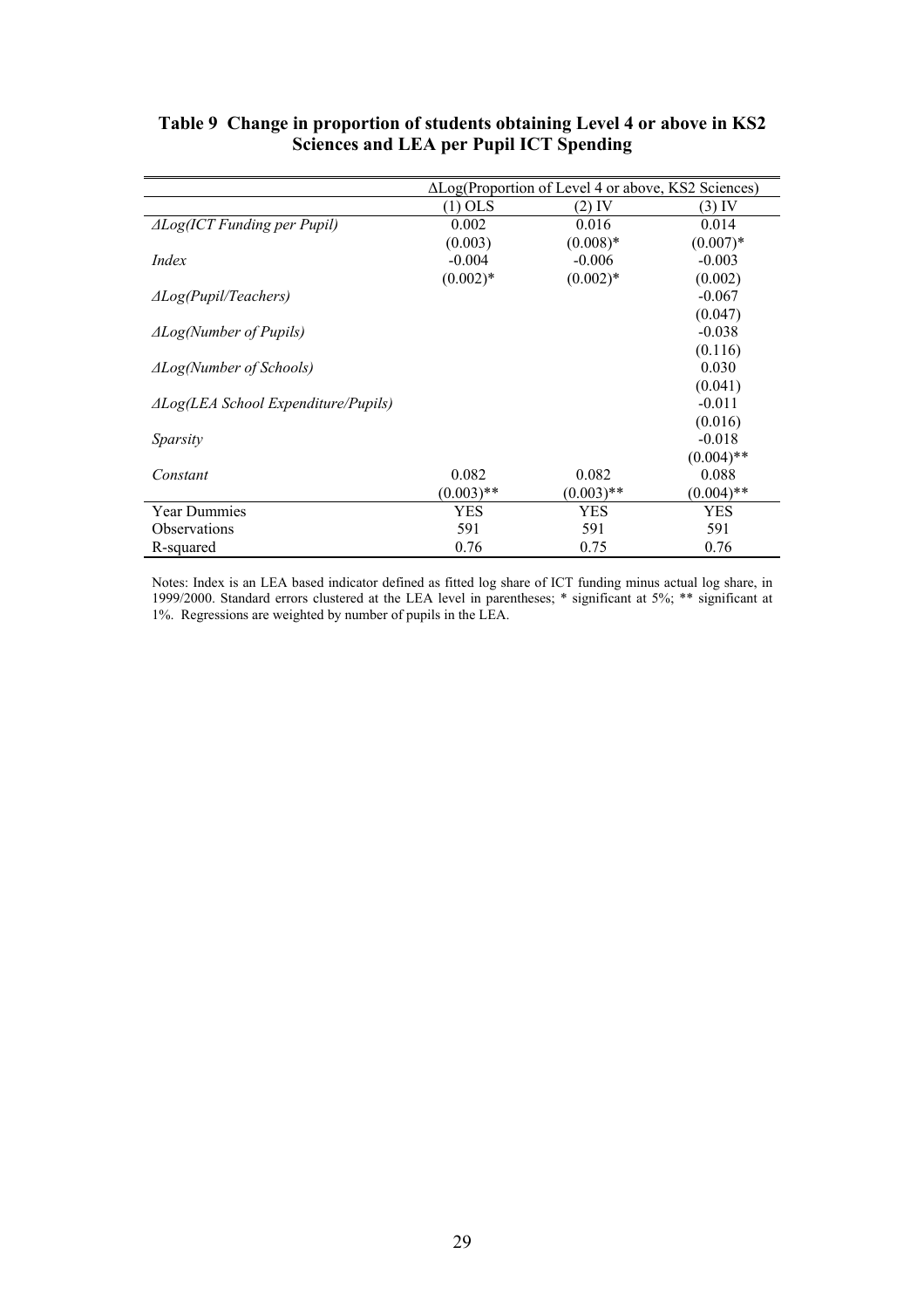**Table 9 Change in proportion of students obtaining Level 4 or above in KS2 Sciences and LEA per Pupil ICT Spending**

| | ΔLog(Proportion of Level 4 or above, KS2 Sciences) | | |
|---|---|---|---|
| | (1) OLS | (2) IV | (3) IV |
| *ΔLog(ICT Funding per Pupil)* | 0.002 | 0.016 | 0.014 |
| | (0.003) | (0.008)* | (0.007)* |
| *Index* | -0.004 | -0.006 | -0.003 |
| | (0.002)* | (0.002)* | (0.002) |
| *ΔLog(Pupil/Teachers)* | | | -0.067 |
| | | | (0.047) |
| *ΔLog(Number of Pupils)* | | | -0.038 |
| | | | (0.116) |
| *ΔLog(Number of Schools)* | | | 0.030 |
| | | | (0.041) |
| *ΔLog(LEA School Expenditure/Pupils)* | | | -0.011 |
| | | | (0.016) |
| *Sparsity* | | | -0.018 |
| | | | (0.004)** |
| *Constant* | 0.082 | 0.082 | 0.088 |
| | (0.003)** | (0.003)** | (0.004)** |
| Year Dummies | YES | YES | YES |
| Observations | 591 | 591 | 591 |
| R-squared | 0.76 | 0.75 | 0.76 |

Notes: Index is an LEA based indicator defined as fitted log share of ICT funding minus actual log share, in 1999/2000. Standard errors clustered at the LEA level in parentheses; * significant at 5%; ** significant at 1%. Regressions are weighted by number of pupils in the LEA.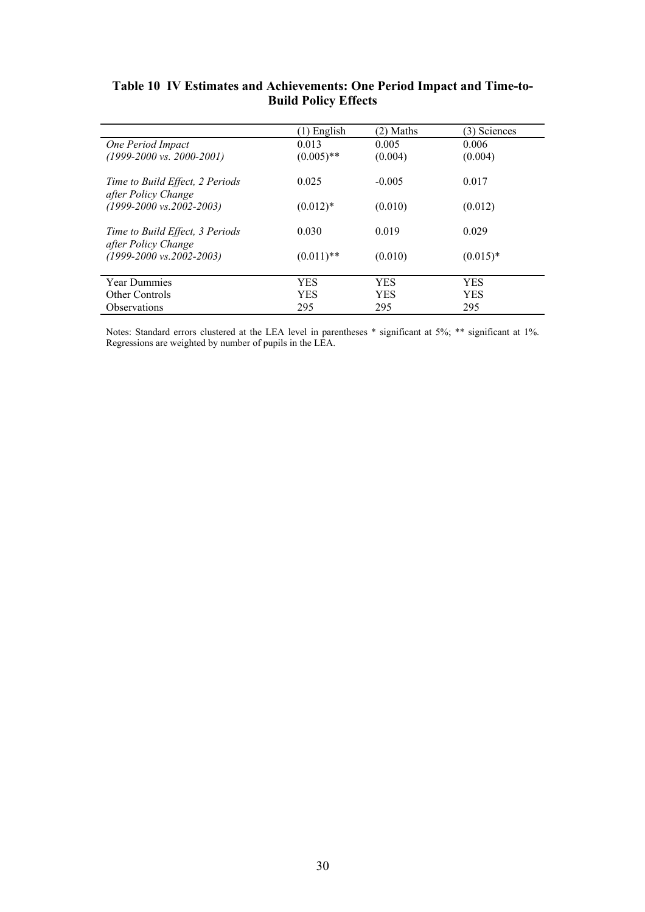**Table 10 IV Estimates and Achievements: One Period Impact and Time-to-Build Policy Effects**

| | (1) English | (2) Maths | (3) Sciences |
|---|---|---|---|
| *One Period Impact* | 0.013 | 0.005 | 0.006 |
| *(1999-2000 vs. 2000-2001)* | (0.005)** | (0.004) | (0.004) |
| *Time to Build Effect, 2 Periods after Policy Change* | 0.025 | -0.005 | 0.017 |
| *(1999-2000 vs.2002-2003)* | (0.012)* | (0.010) | (0.012) |
| *Time to Build Effect, 3 Periods after Policy Change* | 0.030 | 0.019 | 0.029 |
| *(1999-2000 vs.2002-2003)* | (0.011)** | (0.010) | (0.015)* |
| Year Dummies | YES | YES | YES |
| Other Controls | YES | YES | YES |
| Observations | 295 | 295 | 295 |

Notes: Standard errors clustered at the LEA level in parentheses * significant at 5%; ** significant at 1%. Regressions are weighted by number of pupils in the LEA.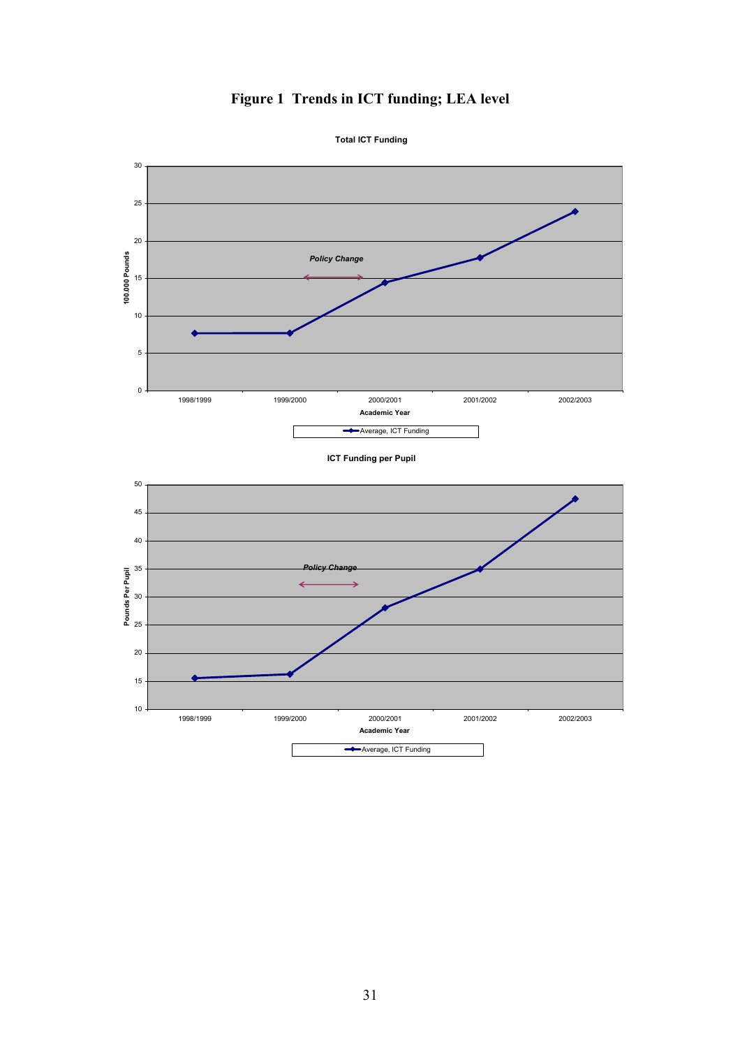# Figure 1 Trends in ICT funding; LEA level

**Total ICT Funding**

100,000 Pounds

Policy Change

Academic Year

Average, ICT Funding

**ICT Funding per Pupil**

Pounds Per Pupil

Policy Change

Academic Year

Average, ICT Funding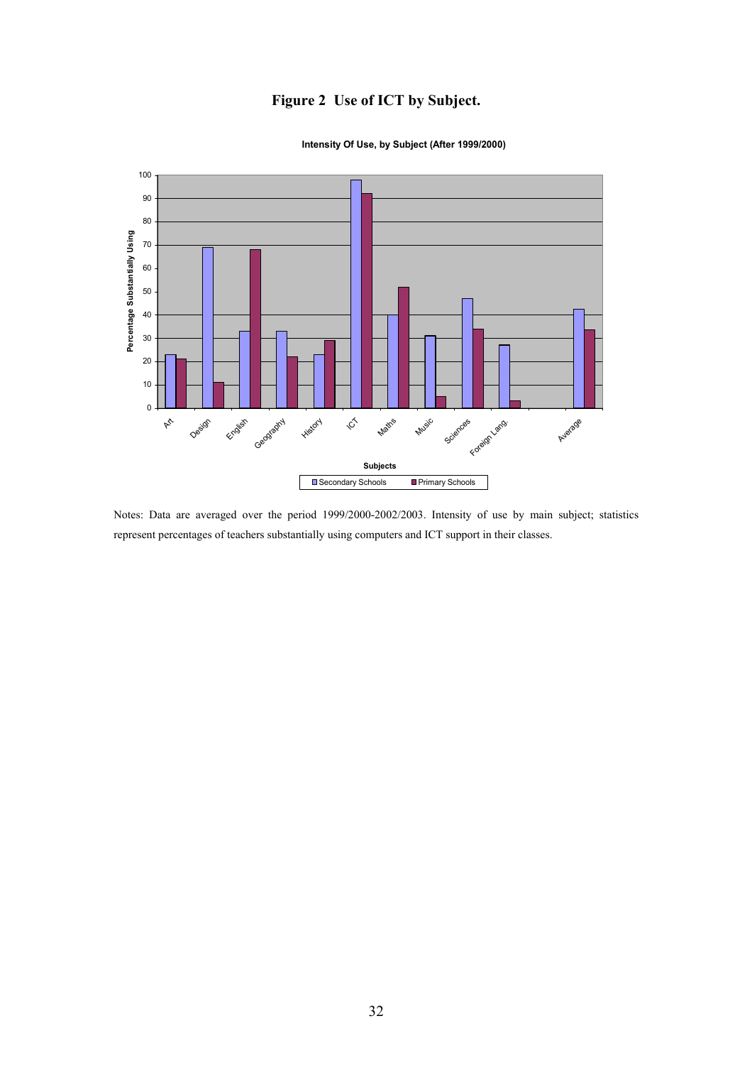**Figure 2 Use of ICT by Subject.**

Notes: Data are averaged over the period 1999/2000-2002/2003. Intensity of use by main subject; statistics represent percentages of teachers substantially using computers and ICT support in their classes.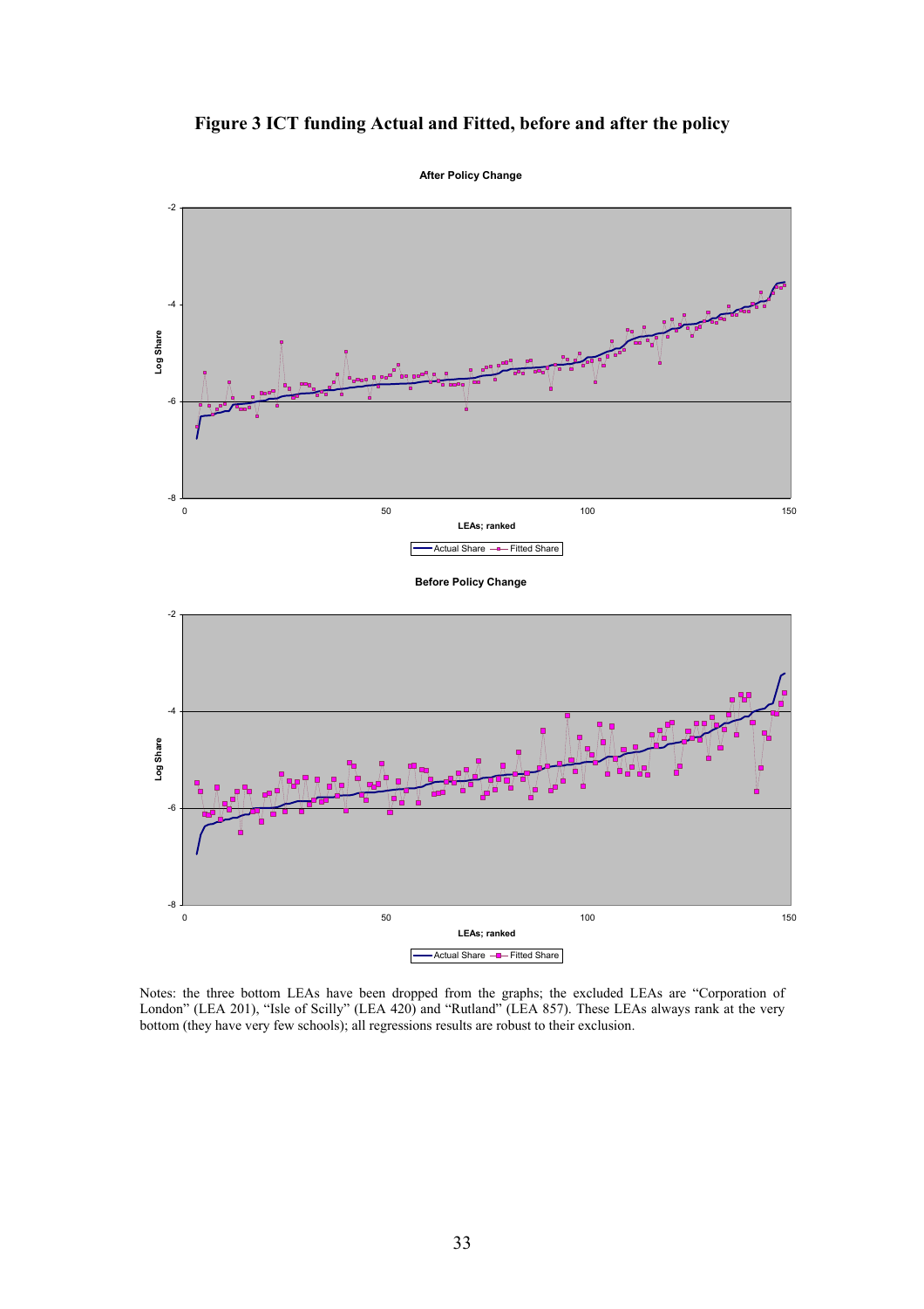# Figure 3 ICT funding Actual and Fitted, before and after the policy

Notes: the three bottom LEAs have been dropped from the graphs; the excluded LEAs are "Corporation of London" (LEA 201), "Isle of Scilly" (LEA 420) and "Rutland" (LEA 857). These LEAs always rank at the very bottom (they have very few schools); all regressions results are robust to their exclusion.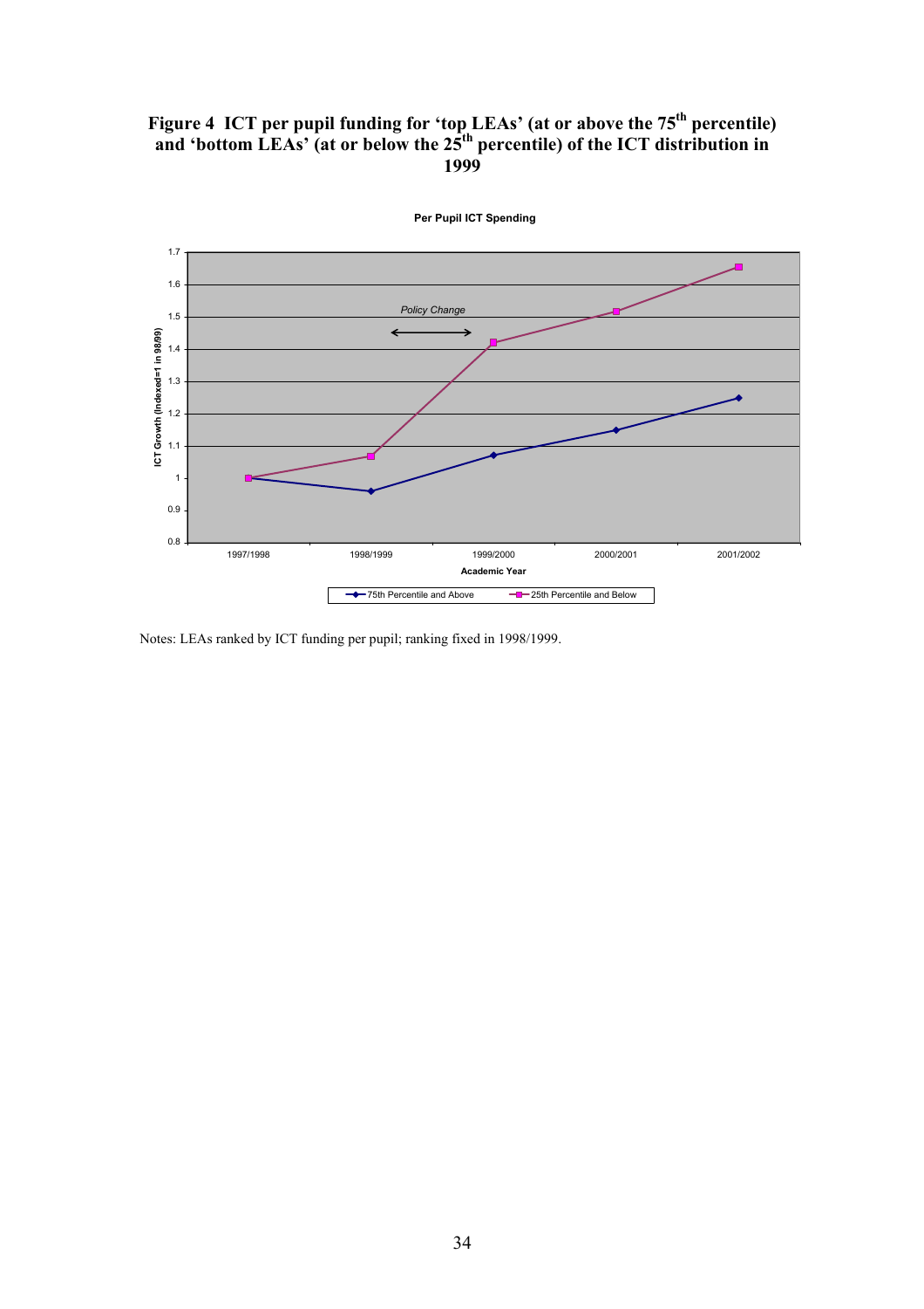# Figure 4 ICT per pupil funding for 'top LEAs' (at or above the 75th percentile) and 'bottom LEAs' (at or below the 25th percentile) of the ICT distribution in 1999

Notes: LEAs ranked by ICT funding per pupil; ranking fixed in 1998/1999.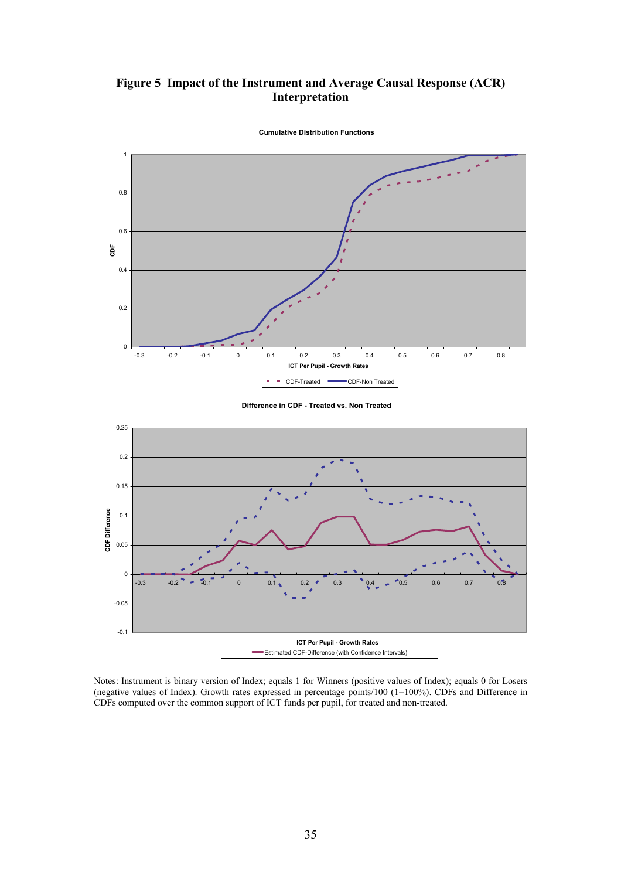# Figure 5 Impact of the Instrument and Average Causal Response (ACR) Interpretation

Notes: Instrument is binary version of Index; equals 1 for Winners (positive values of Index); equals 0 for Losers (negative values of Index). Growth rates expressed in percentage points/100 (1=100%). CDFs and Difference in CDFs computed over the common support of ICT funds per pupil, for treated and non-treated.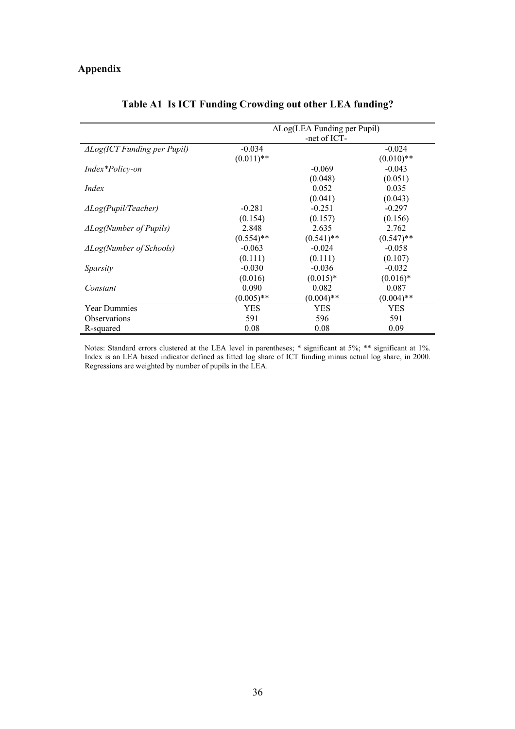## Appendix

**Table A1 Is ICT Funding Crowding out other LEA funding?**

| | ΔLog(LEA Funding per Pupil) -net of ICT- | | |
|---|---|---|---|
| *ΔLog(ICT Funding per Pupil)* | -0.034 | | -0.024 |
| | (0.011)** | | (0.010)** |
| *Index*Policy-on* | | -0.069 | -0.043 |
| | | (0.048) | (0.051) |
| *Index* | | 0.052 | 0.035 |
| | | (0.041) | (0.043) |
| *ΔLog(Pupil/Teacher)* | -0.281 | -0.251 | -0.297 |
| | (0.154) | (0.157) | (0.156) |
| *ΔLog(Number of Pupils)* | 2.848 | 2.635 | 2.762 |
| | (0.554)** | (0.541)** | (0.547)** |
| *ΔLog(Number of Schools)* | -0.063 | -0.024 | -0.058 |
| | (0.111) | (0.111) | (0.107) |
| *Sparsity* | -0.030 | -0.036 | -0.032 |
| | (0.016) | (0.015)* | (0.016)* |
| *Constant* | 0.090 | 0.082 | 0.087 |
| | (0.005)** | (0.004)** | (0.004)** |
| Year Dummies | YES | YES | YES |
| Observations | 591 | 596 | 591 |
| R-squared | 0.08 | 0.08 | 0.09 |

Notes: Standard errors clustered at the LEA level in parentheses; * significant at 5%; ** significant at 1%. Index is an LEA based indicator defined as fitted log share of ICT funding minus actual log share, in 2000. Regressions are weighted by number of pupils in the LEA.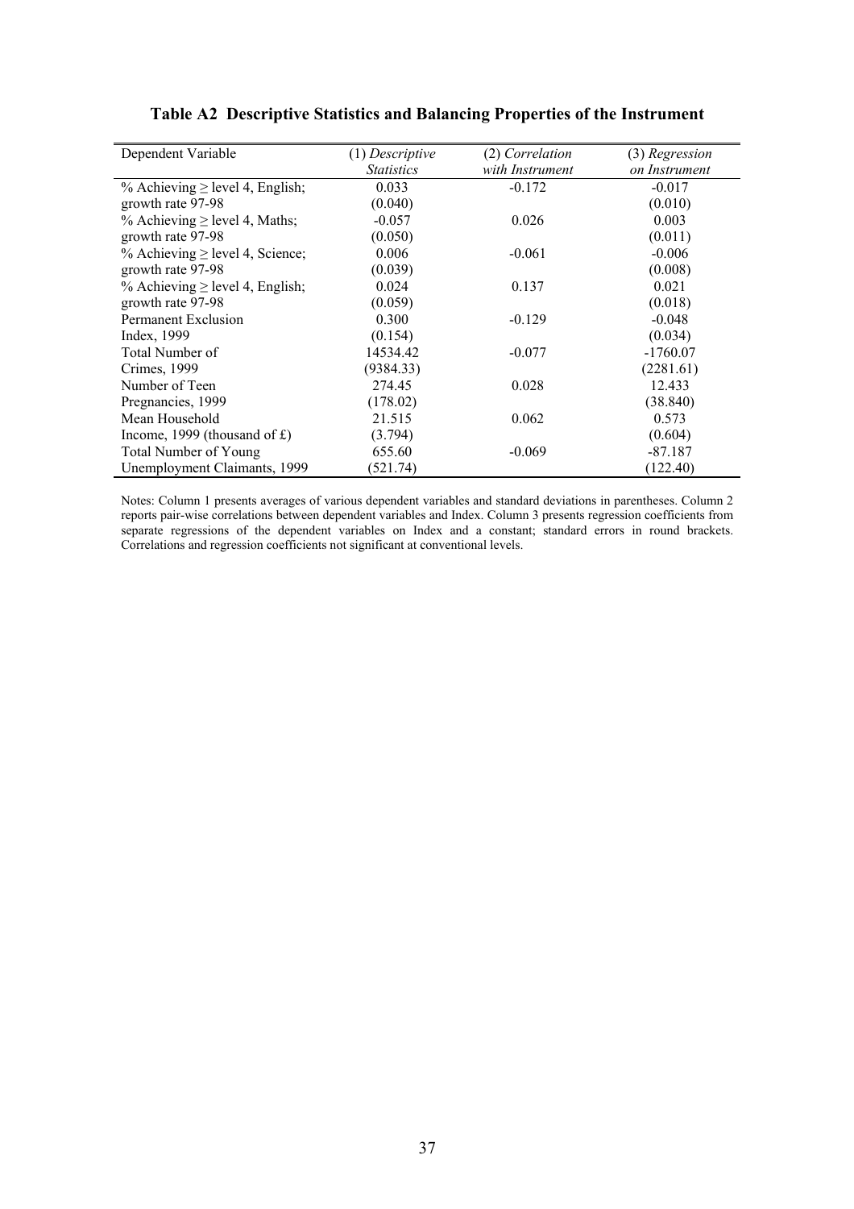**Table A2 Descriptive Statistics and Balancing Properties of the Instrument**

| Dependent Variable | (1) *Descriptive Statistics* | (2) *Correlation with Instrument* | (3) *Regression on Instrument* |
|---|---|---|---|
| % Achieving ≥ level 4, English; growth rate 97-98 | 0.033 (0.040) | -0.172 | -0.017 (0.010) |
| % Achieving ≥ level 4, Maths; growth rate 97-98 | -0.057 (0.050) | 0.026 | 0.003 (0.011) |
| % Achieving ≥ level 4, Science; growth rate 97-98 | 0.006 (0.039) | -0.061 | -0.006 (0.008) |
| % Achieving ≥ level 4, English; growth rate 97-98 | 0.024 (0.059) | 0.137 | 0.021 (0.018) |
| Permanent Exclusion Index, 1999 | 0.300 (0.154) | -0.129 | -0.048 (0.034) |
| Total Number of Crimes, 1999 | 14534.42 (9384.33) | -0.077 | -1760.07 (2281.61) |
| Number of Teen Pregnancies, 1999 | 274.45 (178.02) | 0.028 | 12.433 (38.840) |
| Mean Household Income, 1999 (thousand of £) | 21.515 (3.794) | 0.062 | 0.573 (0.604) |
| Total Number of Young Unemployment Claimants, 1999 | 655.60 (521.74) | -0.069 | -87.187 (122.40) |

Notes: Column 1 presents averages of various dependent variables and standard deviations in parentheses. Column 2 reports pair-wise correlations between dependent variables and Index. Column 3 presents regression coefficients from separate regressions of the dependent variables on Index and a constant; standard errors in round brackets. Correlations and regression coefficients not significant at conventional levels.